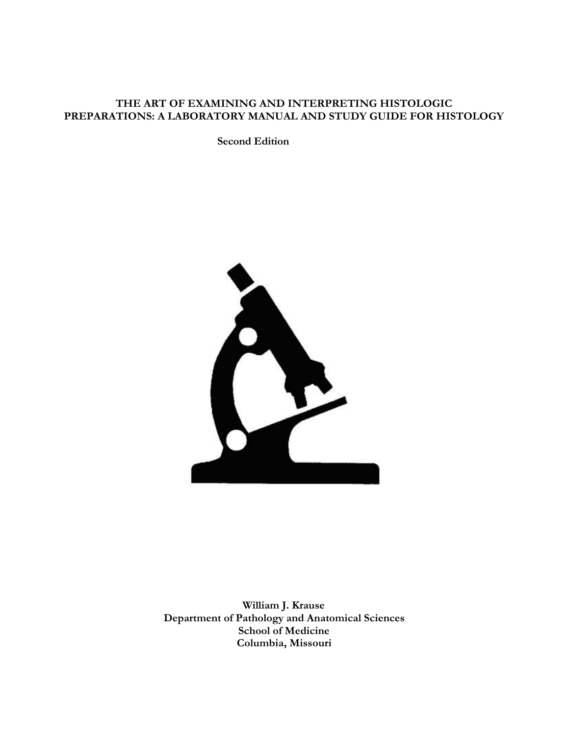# THE ART OF EXAMINING AND INTERPRETING HISTOLOGIC PREPARATIONS: A LABORATORY MANUAL AND STUDY GUIDE FOR HISTOLOGY

**Second Edition**

**William J. Krause**
**Department of Pathology and Anatomical Sciences**
**School of Medicine**
**Columbia, Missouri**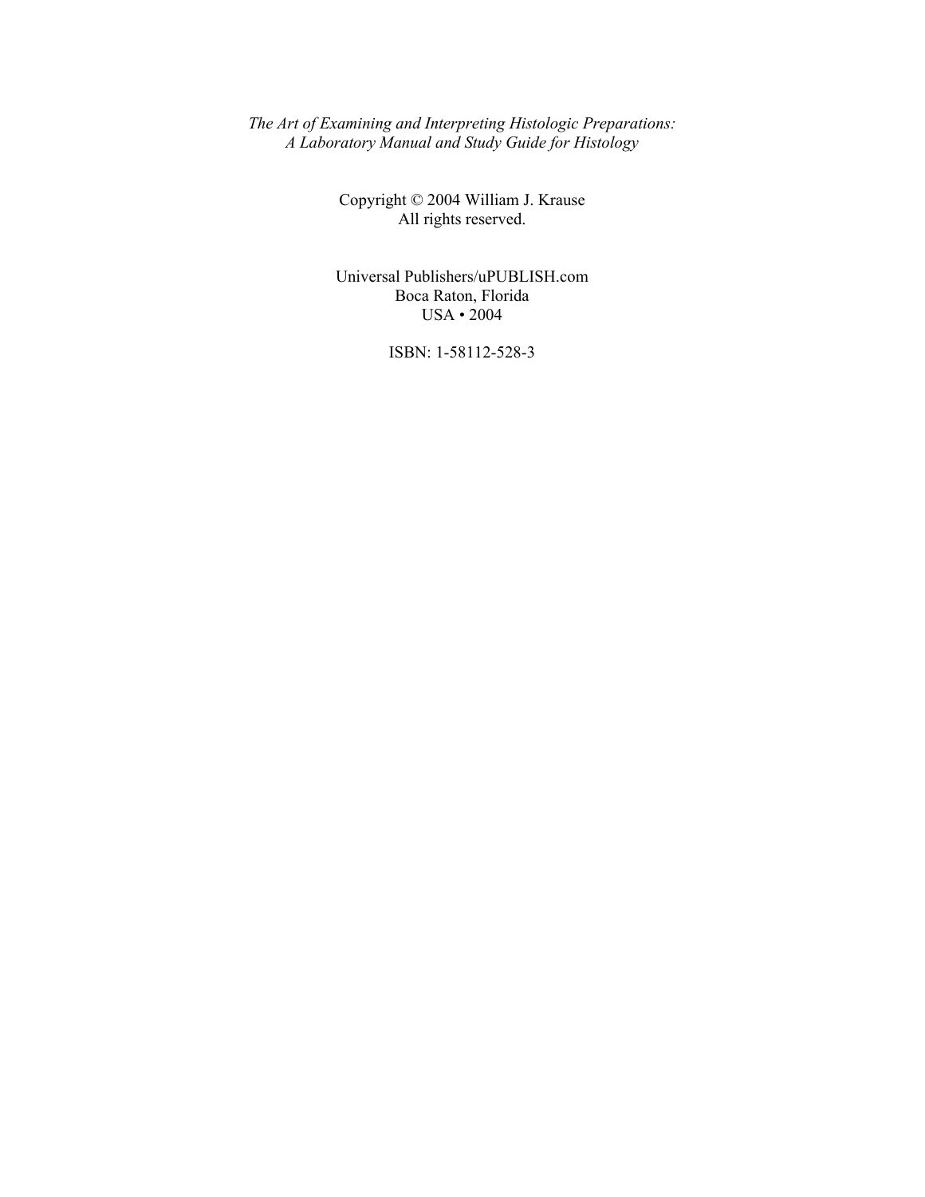*The Art of Examining and Interpreting Histologic Preparations:*
*A Laboratory Manual and Study Guide for Histology*

Copyright © 2004 William J. Krause
All rights reserved.

Universal Publishers/uPUBLISH.com
Boca Raton, Florida
USA • 2004

ISBN: 1-58112-528-3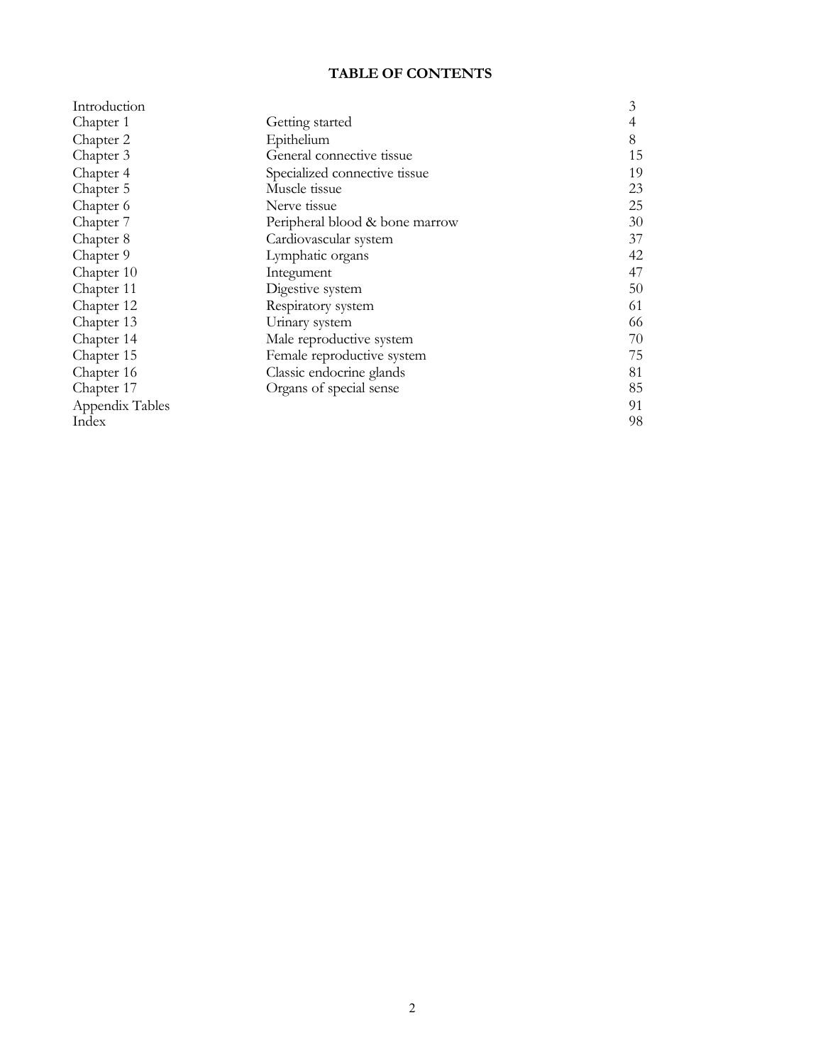# TABLE OF CONTENTS

| | | |
|---|---|---|
| Introduction | | 3 |
| Chapter 1 | Getting started | 4 |
| Chapter 2 | Epithelium | 8 |
| Chapter 3 | General connective tissue | 15 |
| Chapter 4 | Specialized connective tissue | 19 |
| Chapter 5 | Muscle tissue | 23 |
| Chapter 6 | Nerve tissue | 25 |
| Chapter 7 | Peripheral blood & bone marrow | 30 |
| Chapter 8 | Cardiovascular system | 37 |
| Chapter 9 | Lymphatic organs | 42 |
| Chapter 10 | Integument | 47 |
| Chapter 11 | Digestive system | 50 |
| Chapter 12 | Respiratory system | 61 |
| Chapter 13 | Urinary system | 66 |
| Chapter 14 | Male reproductive system | 70 |
| Chapter 15 | Female reproductive system | 75 |
| Chapter 16 | Classic endocrine glands | 81 |
| Chapter 17 | Organs of special sense | 85 |
| Appendix Tables | | 91 |
| Index | | 98 |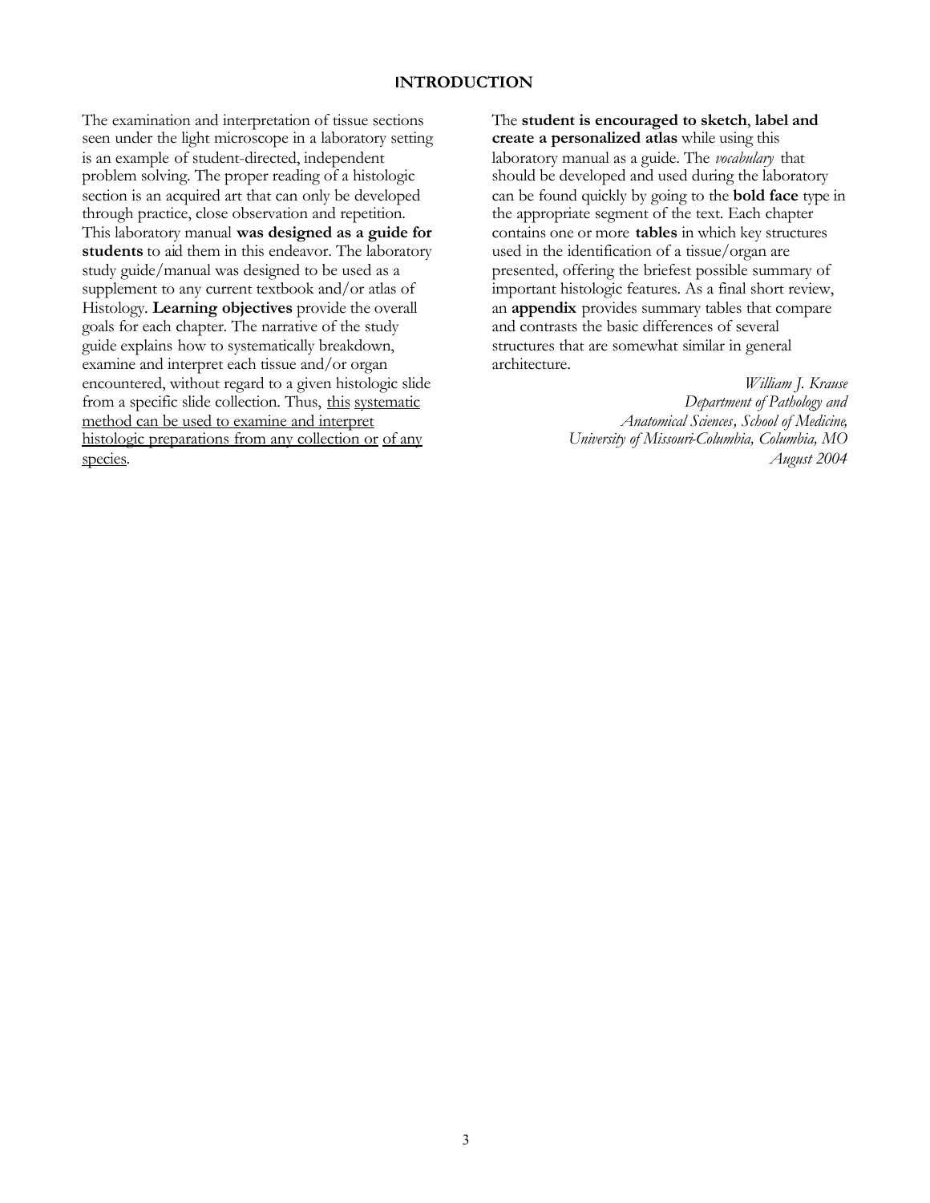# INTRODUCTION

The examination and interpretation of tissue sections seen under the light microscope in a laboratory setting is an example of student-directed, independent problem solving. The proper reading of a histologic section is an acquired art that can only be developed through practice, close observation and repetition. This laboratory manual **was designed as a guide for students** to aid them in this endeavor. The laboratory study guide/manual was designed to be used as a supplement to any current textbook and/or atlas of Histology. **Learning objectives** provide the overall goals for each chapter. The narrative of the study guide explains how to systematically breakdown, examine and interpret each tissue and/or organ encountered, without regard to a given histologic slide from a specific slide collection. Thus, <u>this systematic method can be used to examine and interpret histologic preparations from any collection or of any species</u>.

The **student is encouraged to sketch**, **label and create a personalized atlas** while using this laboratory manual as a guide. The *vocabulary* that should be developed and used during the laboratory can be found quickly by going to the **bold face** type in the appropriate segment of the text. Each chapter contains one or more **tables** in which key structures used in the identification of a tissue/organ are presented, offering the briefest possible summary of important histologic features. As a final short review, an **appendix** provides summary tables that compare and contrasts the basic differences of several structures that are somewhat similar in general architecture.

*William J. Krause*
*Department of Pathology and Anatomical Sciences, School of Medicine, University of Missouri-Columbia, Columbia, MO*
*August 2004*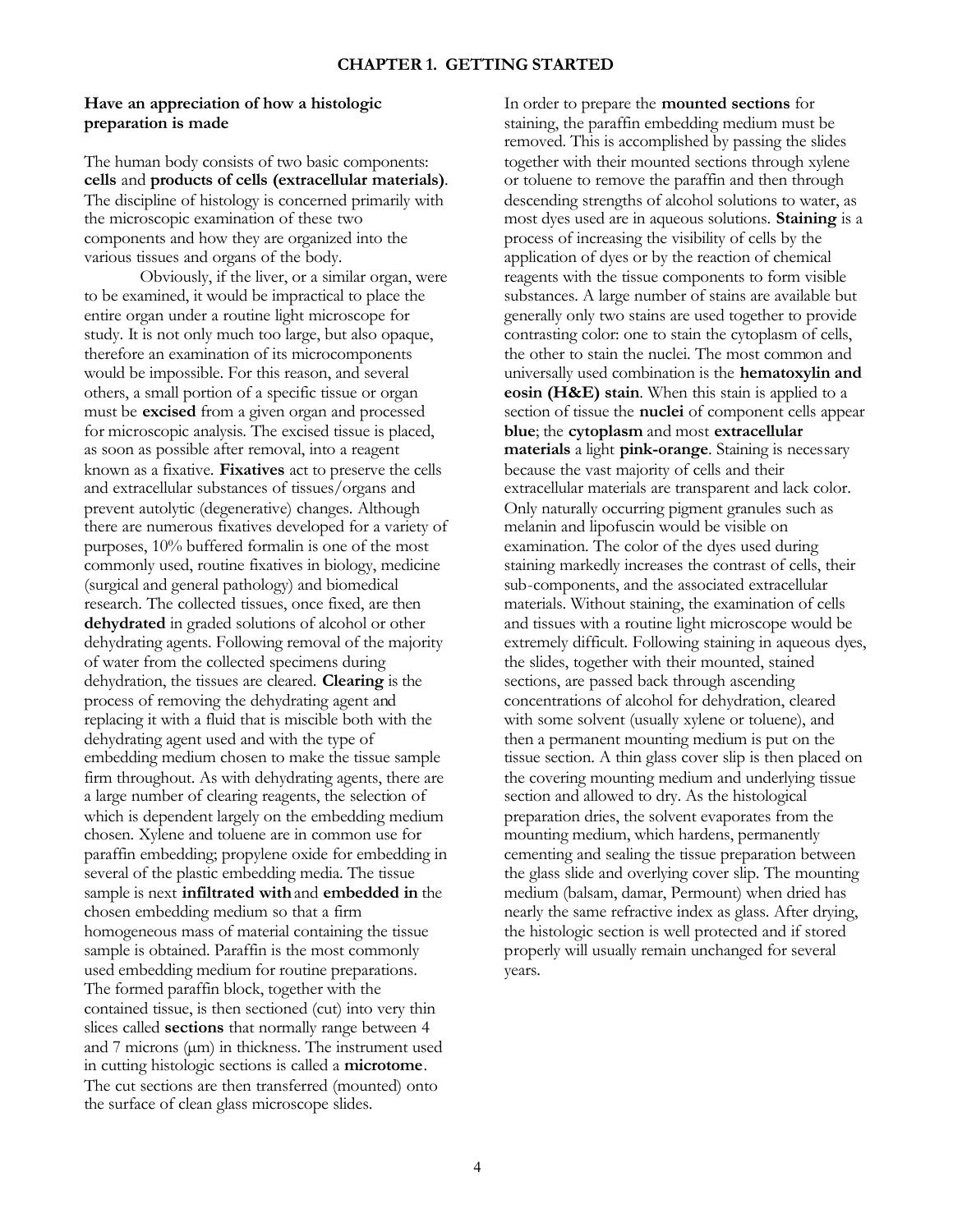# CHAPTER 1. GETTING STARTED

**Have an appreciation of how a histologic preparation is made**

The human body consists of two basic components: **cells** and **products of cells (extracellular materials)**. The discipline of histology is concerned primarily with the microscopic examination of these two components and how they are organized into the various tissues and organs of the body.

Obviously, if the liver, or a similar organ, were to be examined, it would be impractical to place the entire organ under a routine light microscope for study. It is not only much too large, but also opaque, therefore an examination of its microcomponents would be impossible. For this reason, and several others, a small portion of a specific tissue or organ must be **excised** from a given organ and processed for microscopic analysis. The excised tissue is placed, as soon as possible after removal, into a reagent known as a fixative. **Fixatives** act to preserve the cells and extracellular substances of tissues/organs and prevent autolytic (degenerative) changes. Although there are numerous fixatives developed for a variety of purposes, 10% buffered formalin is one of the most commonly used, routine fixatives in biology, medicine (surgical and general pathology) and biomedical research. The collected tissues, once fixed, are then **dehydrated** in graded solutions of alcohol or other dehydrating agents. Following removal of the majority of water from the collected specimens during dehydration, the tissues are cleared. **Clearing** is the process of removing the dehydrating agent and replacing it with a fluid that is miscible both with the dehydrating agent used and with the type of embedding medium chosen to make the tissue sample firm throughout. As with dehydrating agents, there are a large number of clearing reagents, the selection of which is dependent largely on the embedding medium chosen. Xylene and toluene are in common use for paraffin embedding; propylene oxide for embedding in several of the plastic embedding media. The tissue sample is next **infiltrated with** and **embedded in** the chosen embedding medium so that a firm homogeneous mass of material containing the tissue sample is obtained. Paraffin is the most commonly used embedding medium for routine preparations. The formed paraffin block, together with the contained tissue, is then sectioned (cut) into very thin slices called **sections** that normally range between 4 and 7 microns (µm) in thickness. The instrument used in cutting histologic sections is called a **microtome**. The cut sections are then transferred (mounted) onto the surface of clean glass microscope slides.

In order to prepare the **mounted sections** for staining, the paraffin embedding medium must be removed. This is accomplished by passing the slides together with their mounted sections through xylene or toluene to remove the paraffin and then through descending strengths of alcohol solutions to water, as most dyes used are in aqueous solutions. **Staining** is a process of increasing the visibility of cells by the application of dyes or by the reaction of chemical reagents with the tissue components to form visible substances. A large number of stains are available but generally only two stains are used together to provide contrasting color: one to stain the cytoplasm of cells, the other to stain the nuclei. The most common and universally used combination is the **hematoxylin and eosin (H&E) stain**. When this stain is applied to a section of tissue the **nuclei** of component cells appear **blue**; the **cytoplasm** and most **extracellular materials** a light **pink-orange**. Staining is necessary because the vast majority of cells and their extracellular materials are transparent and lack color. Only naturally occurring pigment granules such as melanin and lipofuscin would be visible on examination. The color of the dyes used during staining markedly increases the contrast of cells, their sub-components, and the associated extracellular materials. Without staining, the examination of cells and tissues with a routine light microscope would be extremely difficult. Following staining in aqueous dyes, the slides, together with their mounted, stained sections, are passed back through ascending concentrations of alcohol for dehydration, cleared with some solvent (usually xylene or toluene), and then a permanent mounting medium is put on the tissue section. A thin glass cover slip is then placed on the covering mounting medium and underlying tissue section and allowed to dry. As the histological preparation dries, the solvent evaporates from the mounting medium, which hardens, permanently cementing and sealing the tissue preparation between the glass slide and overlying cover slip. The mounting medium (balsam, damar, Permount) when dried has nearly the same refractive index as glass. After drying, the histologic section is well protected and if stored properly will usually remain unchanged for several years.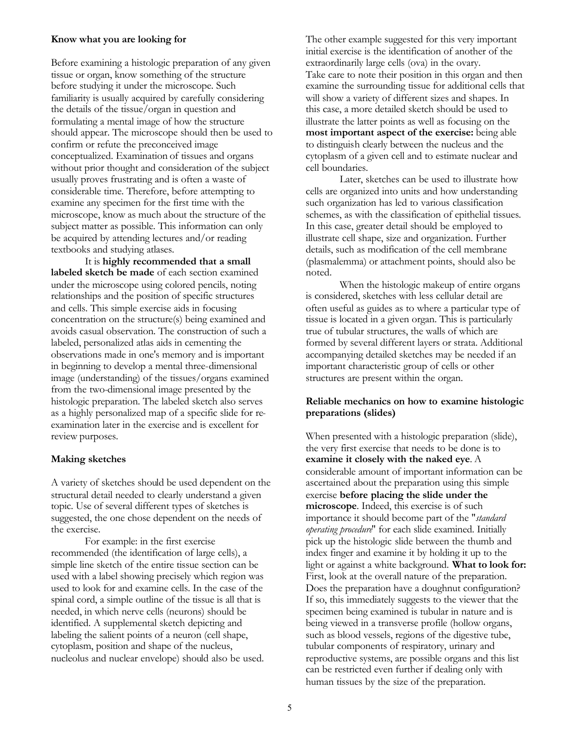### Know what you are looking for

Before examining a histologic preparation of any given tissue or organ, know something of the structure before studying it under the microscope. Such familiarity is usually acquired by carefully considering the details of the tissue/organ in question and formulating a mental image of how the structure should appear. The microscope should then be used to confirm or refute the preconceived image conceptualized. Examination of tissues and organs without prior thought and consideration of the subject usually proves frustrating and is often a waste of considerable time. Therefore, before attempting to examine any specimen for the first time with the microscope, know as much about the structure of the subject matter as possible. This information can only be acquired by attending lectures and/or reading textbooks and studying atlases.

It is **highly recommended that a small labeled sketch be made** of each section examined under the microscope using colored pencils, noting relationships and the position of specific structures and cells. This simple exercise aids in focusing concentration on the structure(s) being examined and avoids casual observation. The construction of such a labeled, personalized atlas aids in cementing the observations made in one's memory and is important in beginning to develop a mental three-dimensional image (understanding) of the tissues/organs examined from the two-dimensional image presented by the histologic preparation. The labeled sketch also serves as a highly personalized map of a specific slide for re-examination later in the exercise and is excellent for review purposes.

### Making sketches

A variety of sketches should be used dependent on the structural detail needed to clearly understand a given topic. Use of several different types of sketches is suggested, the one chose dependent on the needs of the exercise.

For example: in the first exercise recommended (the identification of large cells), a simple line sketch of the entire tissue section can be used with a label showing precisely which region was used to look for and examine cells. In the case of the spinal cord, a simple outline of the tissue is all that is needed, in which nerve cells (neurons) should be identified. A supplemental sketch depicting and labeling the salient points of a neuron (cell shape, cytoplasm, position and shape of the nucleus, nucleolus and nuclear envelope) should also be used. The other example suggested for this very important initial exercise is the identification of another of the extraordinarily large cells (ova) in the ovary. Take care to note their position in this organ and then examine the surrounding tissue for additional cells that will show a variety of different sizes and shapes. In this case, a more detailed sketch should be used to illustrate the latter points as well as focusing on the **most important aspect of the exercise:** being able to distinguish clearly between the nucleus and the cytoplasm of a given cell and to estimate nuclear and cell boundaries.

Later, sketches can be used to illustrate how cells are organized into units and how understanding such organization has led to various classification schemes, as with the classification of epithelial tissues. In this case, greater detail should be employed to illustrate cell shape, size and organization. Further details, such as modification of the cell membrane (plasmalemma) or attachment points, should also be noted.

When the histologic makeup of entire organs is considered, sketches with less cellular detail are often useful as guides as to where a particular type of tissue is located in a given organ. This is particularly true of tubular structures, the walls of which are formed by several different layers or strata. Additional accompanying detailed sketches may be needed if an important characteristic group of cells or other structures are present within the organ.

### Reliable mechanics on how to examine histologic preparations (slides)

When presented with a histologic preparation (slide), the very first exercise that needs to be done is to **examine it closely with the naked eye**. A considerable amount of important information can be ascertained about the preparation using this simple exercise **before placing the slide under the microscope**. Indeed, this exercise is of such importance it should become part of the "*standard operating procedure*" for each slide examined. Initially pick up the histologic slide between the thumb and index finger and examine it by holding it up to the light or against a white background. **What to look for:** First, look at the overall nature of the preparation. Does the preparation have a doughnut configuration? If so, this immediately suggests to the viewer that the specimen being examined is tubular in nature and is being viewed in a transverse profile (hollow organs, such as blood vessels, regions of the digestive tube, tubular components of respiratory, urinary and reproductive systems, are possible organs and this list can be restricted even further if dealing only with human tissues by the size of the preparation.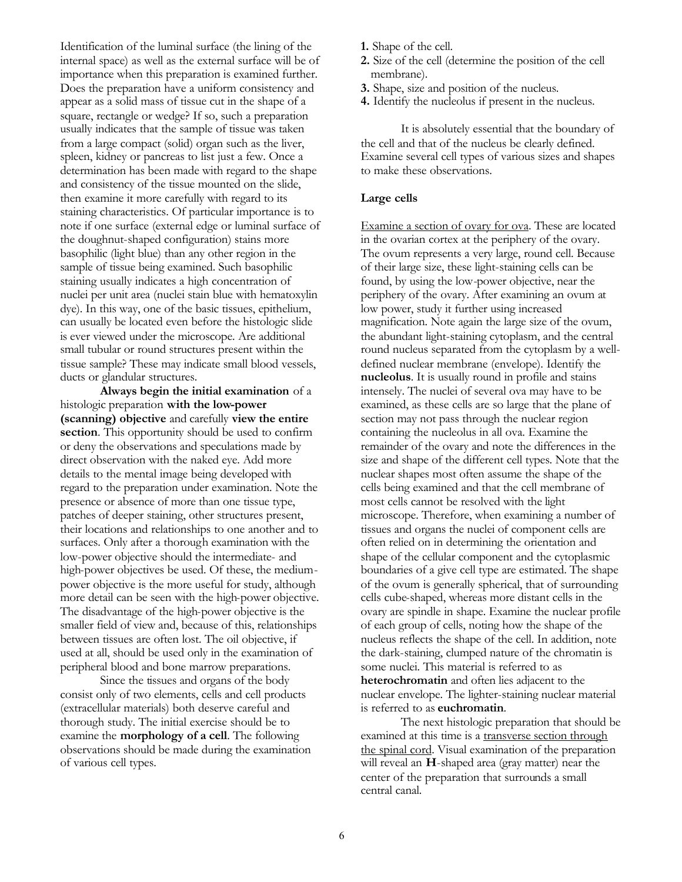Identification of the luminal surface (the lining of the internal space) as well as the external surface will be of importance when this preparation is examined further. Does the preparation have a uniform consistency and appear as a solid mass of tissue cut in the shape of a square, rectangle or wedge? If so, such a preparation usually indicates that the sample of tissue was taken from a large compact (solid) organ such as the liver, spleen, kidney or pancreas to list just a few. Once a determination has been made with regard to the shape and consistency of the tissue mounted on the slide, then examine it more carefully with regard to its staining characteristics. Of particular importance is to note if one surface (external edge or luminal surface of the doughnut-shaped configuration) stains more basophilic (light blue) than any other region in the sample of tissue being examined. Such basophilic staining usually indicates a high concentration of nuclei per unit area (nuclei stain blue with hematoxylin dye). In this way, one of the basic tissues, epithelium, can usually be located even before the histologic slide is ever viewed under the microscope. Are additional small tubular or round structures present within the tissue sample? These may indicate small blood vessels, ducts or glandular structures.

**Always begin the initial examination** of a histologic preparation **with the low-power (scanning) objective** and carefully **view the entire section**. This opportunity should be used to confirm or deny the observations and speculations made by direct observation with the naked eye. Add more details to the mental image being developed with regard to the preparation under examination. Note the presence or absence of more than one tissue type, patches of deeper staining, other structures present, their locations and relationships to one another and to surfaces. Only after a thorough examination with the low-power objective should the intermediate- and high-power objectives be used. Of these, the medium-power objective is the more useful for study, although more detail can be seen with the high-power objective. The disadvantage of the high-power objective is the smaller field of view and, because of this, relationships between tissues are often lost. The oil objective, if used at all, should be used only in the examination of peripheral blood and bone marrow preparations.

Since the tissues and organs of the body consist only of two elements, cells and cell products (extracellular materials) both deserve careful and thorough study. The initial exercise should be to examine the **morphology of a cell**. The following observations should be made during the examination of various cell types.

**1.** Shape of the cell.
**2.** Size of the cell (determine the position of the cell membrane).
**3.** Shape, size and position of the nucleus.
**4.** Identify the nucleolus if present in the nucleus.

It is absolutely essential that the boundary of the cell and that of the nucleus be clearly defined. Examine several cell types of various sizes and shapes to make these observations.

**Large cells**

Examine a section of ovary for ova. These are located in the ovarian cortex at the periphery of the ovary. The ovum represents a very large, round cell. Because of their large size, these light-staining cells can be found, by using the low-power objective, near the periphery of the ovary. After examining an ovum at low power, study it further using increased magnification. Note again the large size of the ovum, the abundant light-staining cytoplasm, and the central round nucleus separated from the cytoplasm by a well-defined nuclear membrane (envelope). Identify the **nucleolus**. It is usually round in profile and stains intensely. The nuclei of several ova may have to be examined, as these cells are so large that the plane of section may not pass through the nuclear region containing the nucleolus in all ova. Examine the remainder of the ovary and note the differences in the size and shape of the different cell types. Note that the nuclear shapes most often assume the shape of the cells being examined and that the cell membrane of most cells cannot be resolved with the light microscope. Therefore, when examining a number of tissues and organs the nuclei of component cells are often relied on in determining the orientation and shape of the cellular component and the cytoplasmic boundaries of a give cell type are estimated. The shape of the ovum is generally spherical, that of surrounding cells cube-shaped, whereas more distant cells in the ovary are spindle in shape. Examine the nuclear profile of each group of cells, noting how the shape of the nucleus reflects the shape of the cell. In addition, note the dark-staining, clumped nature of the chromatin is some nuclei. This material is referred to as **heterochromatin** and often lies adjacent to the nuclear envelope. The lighter-staining nuclear material is referred to as **euchromatin**.

The next histologic preparation that should be examined at this time is a transverse section through the spinal cord. Visual examination of the preparation will reveal an **H**-shaped area (gray matter) near the center of the preparation that surrounds a small central canal.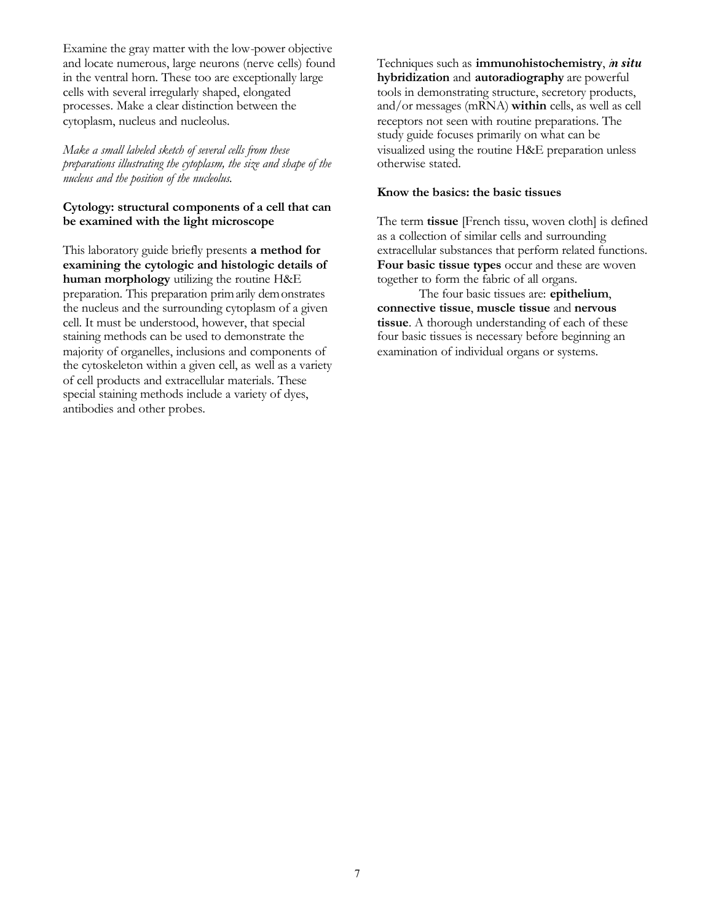Examine the gray matter with the low-power objective and locate numerous, large neurons (nerve cells) found in the ventral horn. These too are exceptionally large cells with several irregularly shaped, elongated processes. Make a clear distinction between the cytoplasm, nucleus and nucleolus.

*Make a small labeled sketch of several cells from these preparations illustrating the cytoplasm, the size and shape of the nucleus and the position of the nucleolus.*

**Cytology: structural components of a cell that can be examined with the light microscope**

This laboratory guide briefly presents **a method for examining the cytologic and histologic details of human morphology** utilizing the routine H&E preparation. This preparation primarily demonstrates the nucleus and the surrounding cytoplasm of a given cell. It must be understood, however, that special staining methods can be used to demonstrate the majority of organelles, inclusions and components of the cytoskeleton within a given cell, as well as a variety of cell products and extracellular materials. These special staining methods include a variety of dyes, antibodies and other probes.

Techniques such as **immunohistochemistry**, ***in situ* hybridization** and **autoradiography** are powerful tools in demonstrating structure, secretory products, and/or messages (mRNA) **within** cells, as well as cell receptors not seen with routine preparations. The study guide focuses primarily on what can be visualized using the routine H&E preparation unless otherwise stated.

**Know the basics: the basic tissues**

The term **tissue** [French tissu, woven cloth] is defined as a collection of similar cells and surrounding extracellular substances that perform related functions. **Four basic tissue types** occur and these are woven together to form the fabric of all organs.

The four basic tissues are: **epithelium**, **connective tissue**, **muscle tissue** and **nervous tissue**. A thorough understanding of each of these four basic tissues is necessary before beginning an examination of individual organs or systems.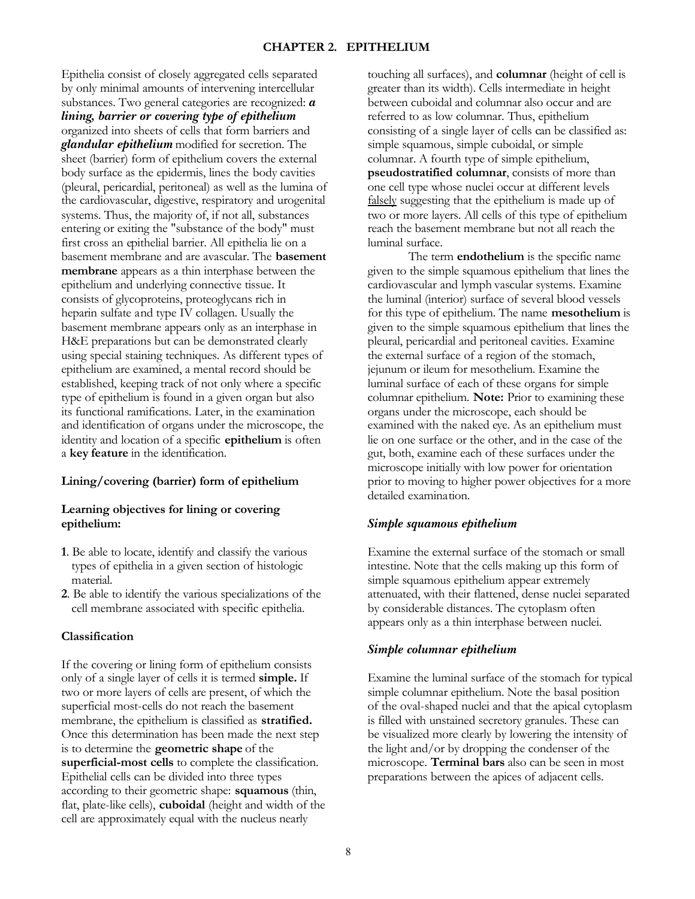# CHAPTER 2. EPITHELIUM

Epithelia consist of closely aggregated cells separated by only minimal amounts of intervening intercellular substances. Two general categories are recognized: ***a lining, barrier or covering type of epithelium*** organized into sheets of cells that form barriers and ***glandular epithelium*** modified for secretion. The sheet (barrier) form of epithelium covers the external body surface as the epidermis, lines the body cavities (pleural, pericardial, peritoneal) as well as the lumina of the cardiovascular, digestive, respiratory and urogenital systems. Thus, the majority of, if not all, substances entering or exiting the "substance of the body" must first cross an epithelial barrier. All epithelia lie on a basement membrane and are avascular. The **basement membrane** appears as a thin interphase between the epithelium and underlying connective tissue. It consists of glycoproteins, proteoglycans rich in heparin sulfate and type IV collagen. Usually the basement membrane appears only as an interphase in H&E preparations but can be demonstrated clearly using special staining techniques. As different types of epithelium are examined, a mental record should be established, keeping track of not only where a specific type of epithelium is found in a given organ but also its functional ramifications. Later, in the examination and identification of organs under the microscope, the identity and location of a specific **epithelium** is often a **key feature** in the identification.

### Lining/covering (barrier) form of epithelium

### Learning objectives for lining or covering epithelium:

**1**. Be able to locate, identify and classify the various types of epithelia in a given section of histologic material.

**2**. Be able to identify the various specializations of the cell membrane associated with specific epithelia.

### Classification

If the covering or lining form of epithelium consists only of a single layer of cells it is termed **simple.** If two or more layers of cells are present, of which the superficial most-cells do not reach the basement membrane, the epithelium is classified as **stratified.** Once this determination has been made the next step is to determine the **geometric shape** of the **superficial-most cells** to complete the classification. Epithelial cells can be divided into three types according to their geometric shape: **squamous** (thin, flat, plate-like cells), **cuboidal** (height and width of the cell are approximately equal with the nucleus nearly touching all surfaces), and **columnar** (height of cell is greater than its width). Cells intermediate in height between cuboidal and columnar also occur and are referred to as low columnar. Thus, epithelium consisting of a single layer of cells can be classified as: simple squamous, simple cuboidal, or simple columnar. A fourth type of simple epithelium, **pseudostratified columnar**, consists of more than one cell type whose nuclei occur at different levels falsely suggesting that the epithelium is made up of two or more layers. All cells of this type of epithelium reach the basement membrane but not all reach the luminal surface.

The term **endothelium** is the specific name given to the simple squamous epithelium that lines the cardiovascular and lymph vascular systems. Examine the luminal (interior) surface of several blood vessels for this type of epithelium. The name **mesothelium** is given to the simple squamous epithelium that lines the pleural, pericardial and peritoneal cavities. Examine the external surface of a region of the stomach, jejunum or ileum for mesothelium. Examine the luminal surface of each of these organs for simple columnar epithelium. **Note:** Prior to examining these organs under the microscope, each should be examined with the naked eye. As an epithelium must lie on one surface or the other, and in the case of the gut, both, examine each of these surfaces under the microscope initially with low power for orientation prior to moving to higher power objectives for a more detailed examination.

### *Simple squamous epithelium*

Examine the external surface of the stomach or small intestine. Note that the cells making up this form of simple squamous epithelium appear extremely attenuated, with their flattened, dense nuclei separated by considerable distances. The cytoplasm often appears only as a thin interphase between nuclei.

### *Simple columnar epithelium*

Examine the luminal surface of the stomach for typical simple columnar epithelium. Note the basal position of the oval-shaped nuclei and that the apical cytoplasm is filled with unstained secretory granules. These can be visualized more clearly by lowering the intensity of the light and/or by dropping the condenser of the microscope. **Terminal bars** also can be seen in most preparations between the apices of adjacent cells.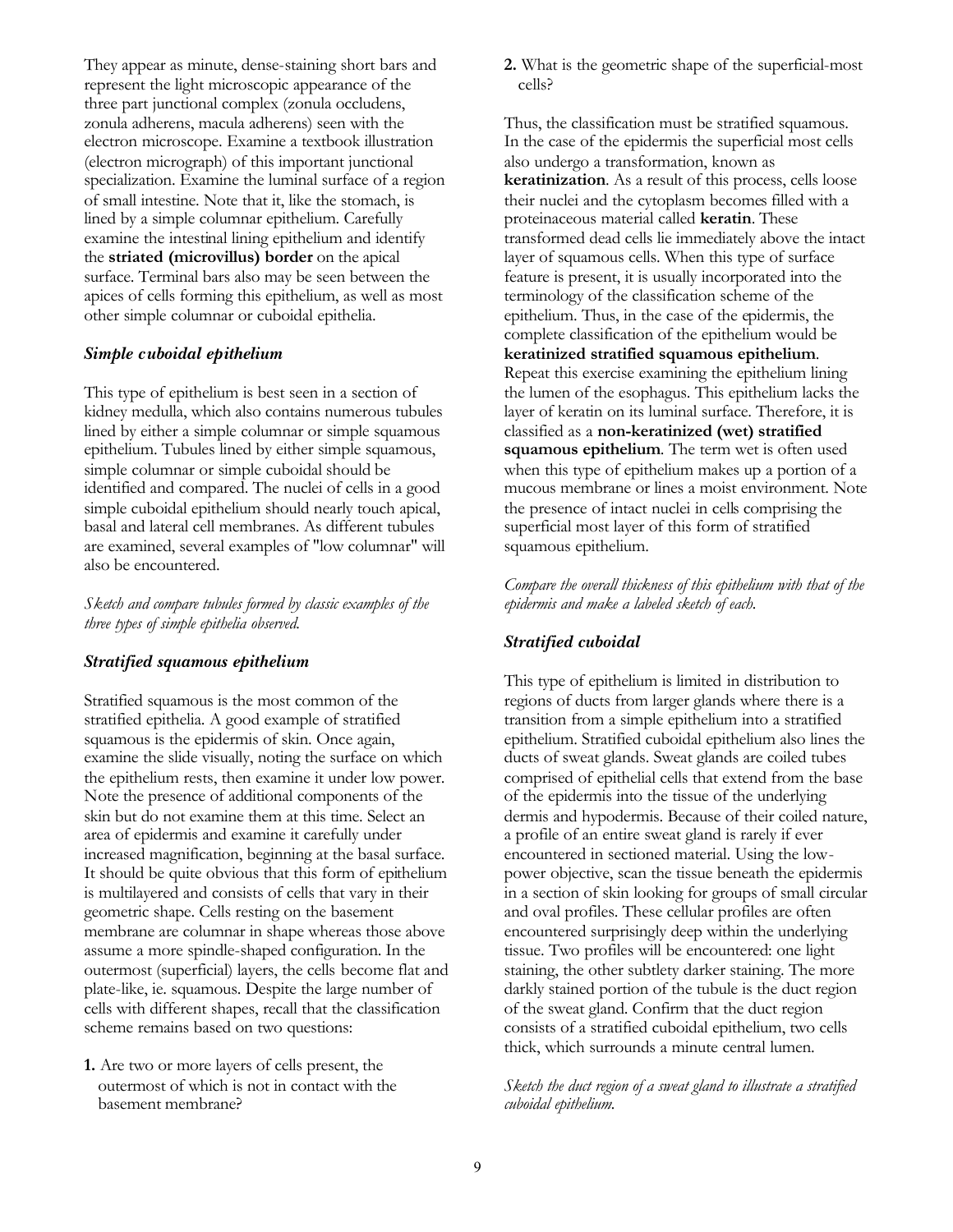They appear as minute, dense-staining short bars and represent the light microscopic appearance of the three part junctional complex (zonula occludens, zonula adherens, macula adherens) seen with the electron microscope. Examine a textbook illustration (electron micrograph) of this important junctional specialization. Examine the luminal surface of a region of small intestine. Note that it, like the stomach, is lined by a simple columnar epithelium. Carefully examine the intestinal lining epithelium and identify the **striated (microvillus) border** on the apical surface. Terminal bars also may be seen between the apices of cells forming this epithelium, as well as most other simple columnar or cuboidal epithelia.

### *Simple cuboidal epithelium*

This type of epithelium is best seen in a section of kidney medulla, which also contains numerous tubules lined by either a simple columnar or simple squamous epithelium. Tubules lined by either simple squamous, simple columnar or simple cuboidal should be identified and compared. The nuclei of cells in a good simple cuboidal epithelium should nearly touch apical, basal and lateral cell membranes. As different tubules are examined, several examples of "low columnar" will also be encountered.

*Sketch and compare tubules formed by classic examples of the three types of simple epithelia observed.*

### *Stratified squamous epithelium*

Stratified squamous is the most common of the stratified epithelia. A good example of stratified squamous is the epidermis of skin. Once again, examine the slide visually, noting the surface on which the epithelium rests, then examine it under low power. Note the presence of additional components of the skin but do not examine them at this time. Select an area of epidermis and examine it carefully under increased magnification, beginning at the basal surface. It should be quite obvious that this form of epithelium is multilayered and consists of cells that vary in their geometric shape. Cells resting on the basement membrane are columnar in shape whereas those above assume a more spindle-shaped configuration. In the outermost (superficial) layers, the cells become flat and plate-like, ie. squamous. Despite the large number of cells with different shapes, recall that the classification scheme remains based on two questions:

**1.** Are two or more layers of cells present, the outermost of which is not in contact with the basement membrane?

**2.** What is the geometric shape of the superficial-most cells?

Thus, the classification must be stratified squamous. In the case of the epidermis the superficial most cells also undergo a transformation, known as **keratinization**. As a result of this process, cells loose their nuclei and the cytoplasm becomes filled with a proteinaceous material called **keratin**. These transformed dead cells lie immediately above the intact layer of squamous cells. When this type of surface feature is present, it is usually incorporated into the terminology of the classification scheme of the epithelium. Thus, in the case of the epidermis, the complete classification of the epithelium would be **keratinized stratified squamous epithelium**. Repeat this exercise examining the epithelium lining the lumen of the esophagus. This epithelium lacks the layer of keratin on its luminal surface. Therefore, it is classified as a **non-keratinized (wet) stratified squamous epithelium**. The term wet is often used when this type of epithelium makes up a portion of a mucous membrane or lines a moist environment. Note the presence of intact nuclei in cells comprising the superficial most layer of this form of stratified squamous epithelium.

*Compare the overall thickness of this epithelium with that of the epidermis and make a labeled sketch of each.*

### *Stratified cuboidal*

This type of epithelium is limited in distribution to regions of ducts from larger glands where there is a transition from a simple epithelium into a stratified epithelium. Stratified cuboidal epithelium also lines the ducts of sweat glands. Sweat glands are coiled tubes comprised of epithelial cells that extend from the base of the epidermis into the tissue of the underlying dermis and hypodermis. Because of their coiled nature, a profile of an entire sweat gland is rarely if ever encountered in sectioned material. Using the low-power objective, scan the tissue beneath the epidermis in a section of skin looking for groups of small circular and oval profiles. These cellular profiles are often encountered surprisingly deep within the underlying tissue. Two profiles will be encountered: one light staining, the other subtlety darker staining. The more darkly stained portion of the tubule is the duct region of the sweat gland. Confirm that the duct region consists of a stratified cuboidal epithelium, two cells thick, which surrounds a minute central lumen.

*Sketch the duct region of a sweat gland to illustrate a stratified cuboidal epithelium.*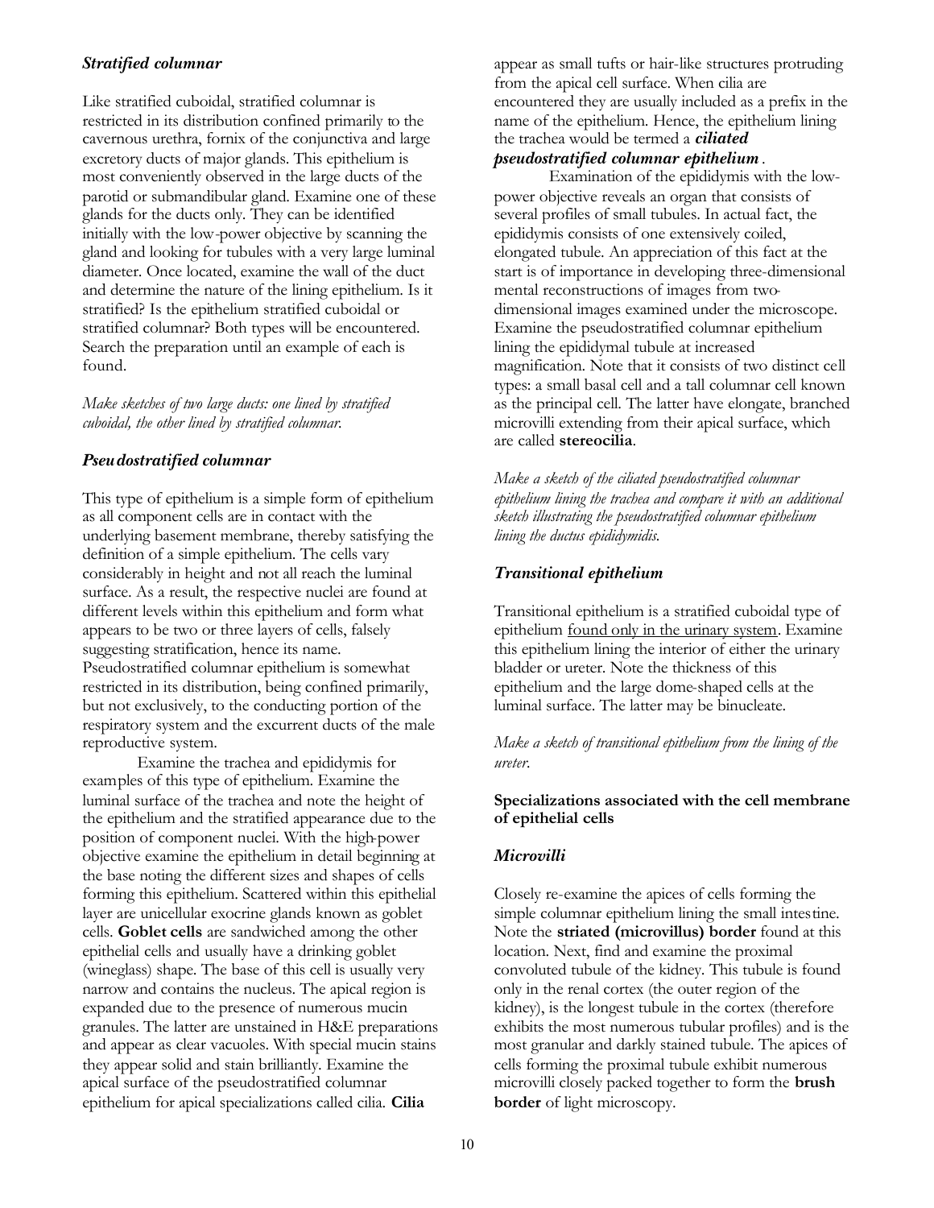### *Stratified columnar*

Like stratified cuboidal, stratified columnar is restricted in its distribution confined primarily to the cavernous urethra, fornix of the conjunctiva and large excretory ducts of major glands. This epithelium is most conveniently observed in the large ducts of the parotid or submandibular gland. Examine one of these glands for the ducts only. They can be identified initially with the low-power objective by scanning the gland and looking for tubules with a very large luminal diameter. Once located, examine the wall of the duct and determine the nature of the lining epithelium. Is it stratified? Is the epithelium stratified cuboidal or stratified columnar? Both types will be encountered. Search the preparation until an example of each is found.

*Make sketches of two large ducts: one lined by stratified cuboidal, the other lined by stratified columnar.*

### *Pseudostratified columnar*

This type of epithelium is a simple form of epithelium as all component cells are in contact with the underlying basement membrane, thereby satisfying the definition of a simple epithelium. The cells vary considerably in height and not all reach the luminal surface. As a result, the respective nuclei are found at different levels within this epithelium and form what appears to be two or three layers of cells, falsely suggesting stratification, hence its name. Pseudostratified columnar epithelium is somewhat restricted in its distribution, being confined primarily, but not exclusively, to the conducting portion of the respiratory system and the excurrent ducts of the male reproductive system.

Examine the trachea and epididymis for examples of this type of epithelium. Examine the luminal surface of the trachea and note the height of the epithelium and the stratified appearance due to the position of component nuclei. With the high-power objective examine the epithelium in detail beginning at the base noting the different sizes and shapes of cells forming this epithelium. Scattered within this epithelial layer are unicellular exocrine glands known as goblet cells. **Goblet cells** are sandwiched among the other epithelial cells and usually have a drinking goblet (wineglass) shape. The base of this cell is usually very narrow and contains the nucleus. The apical region is expanded due to the presence of numerous mucin granules. The latter are unstained in H&E preparations and appear as clear vacuoles. With special mucin stains they appear solid and stain brilliantly. Examine the apical surface of the pseudostratified columnar epithelium for apical specializations called cilia. **Cilia** appear as small tufts or hair-like structures protruding from the apical cell surface. When cilia are encountered they are usually included as a prefix in the name of the epithelium. Hence, the epithelium lining the trachea would be termed a ***ciliated pseudostratified columnar epithelium***.

Examination of the epididymis with the low-power objective reveals an organ that consists of several profiles of small tubules. In actual fact, the epididymis consists of one extensively coiled, elongated tubule. An appreciation of this fact at the start is of importance in developing three-dimensional mental reconstructions of images from two-dimensional images examined under the microscope. Examine the pseudostratified columnar epithelium lining the epididymal tubule at increased magnification. Note that it consists of two distinct cell types: a small basal cell and a tall columnar cell known as the principal cell. The latter have elongate, branched microvilli extending from their apical surface, which are called **stereocilia**.

*Make a sketch of the ciliated pseudostratified columnar epithelium lining the trachea and compare it with an additional sketch illustrating the pseudostratified columnar epithelium lining the ductus epididymidis.*

### *Transitional epithelium*

Transitional epithelium is a stratified cuboidal type of epithelium found only in the urinary system. Examine this epithelium lining the interior of either the urinary bladder or ureter. Note the thickness of this epithelium and the large dome-shaped cells at the luminal surface. The latter may be binucleate.

*Make a sketch of transitional epithelium from the lining of the ureter.*

## Specializations associated with the cell membrane of epithelial cells

### *Microvilli*

Closely re-examine the apices of cells forming the simple columnar epithelium lining the small intestine. Note the **striated (microvillus) border** found at this location. Next, find and examine the proximal convoluted tubule of the kidney. This tubule is found only in the renal cortex (the outer region of the kidney), is the longest tubule in the cortex (therefore exhibits the most numerous tubular profiles) and is the most granular and darkly stained tubule. The apices of cells forming the proximal tubule exhibit numerous microvilli closely packed together to form the **brush border** of light microscopy.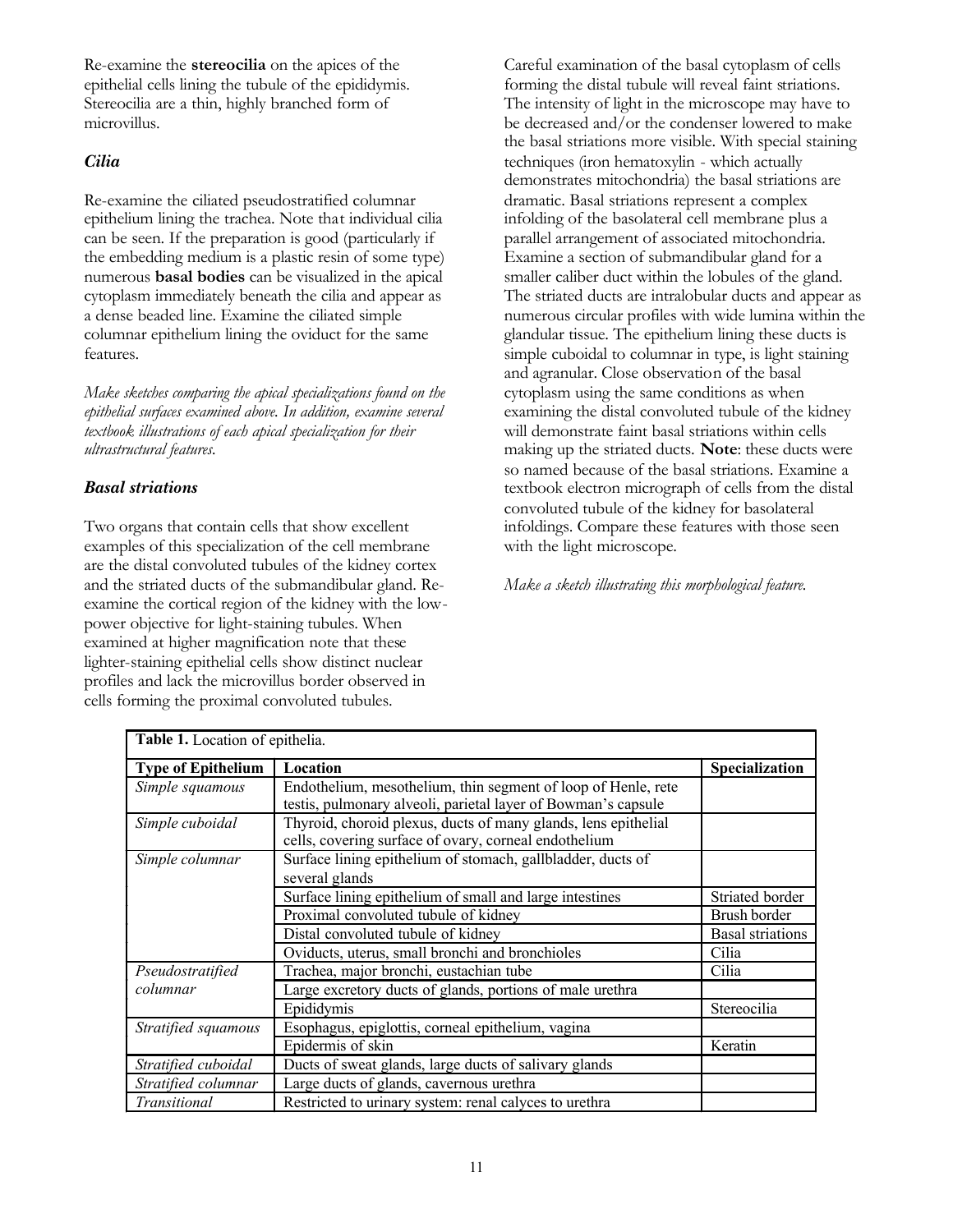Re-examine the **stereocilia** on the apices of the epithelial cells lining the tubule of the epididymis. Stereocilia are a thin, highly branched form of microvillus.

### *Cilia*

Re-examine the ciliated pseudostratified columnar epithelium lining the trachea. Note that individual cilia can be seen. If the preparation is good (particularly if the embedding medium is a plastic resin of some type) numerous **basal bodies** can be visualized in the apical cytoplasm immediately beneath the cilia and appear as a dense beaded line. Examine the ciliated simple columnar epithelium lining the oviduct for the same features.

*Make sketches comparing the apical specializations found on the epithelial surfaces examined above. In addition, examine several textbook illustrations of each apical specialization for their ultrastructural features.*

### *Basal striations*

Two organs that contain cells that show excellent examples of this specialization of the cell membrane are the distal convoluted tubules of the kidney cortex and the striated ducts of the submandibular gland. Re-examine the cortical region of the kidney with the low-power objective for light-staining tubules. When examined at higher magnification note that these lighter-staining epithelial cells show distinct nuclear profiles and lack the microvillus border observed in cells forming the proximal convoluted tubules.

Careful examination of the basal cytoplasm of cells forming the distal tubule will reveal faint striations. The intensity of light in the microscope may have to be decreased and/or the condenser lowered to make the basal striations more visible. With special staining techniques (iron hematoxylin - which actually demonstrates mitochondria) the basal striations are dramatic. Basal striations represent a complex infolding of the basolateral cell membrane plus a parallel arrangement of associated mitochondria. Examine a section of submandibular gland for a smaller caliber duct within the lobules of the gland. The striated ducts are intralobular ducts and appear as numerous circular profiles with wide lumina within the glandular tissue. The epithelium lining these ducts is simple cuboidal to columnar in type, is light staining and agranular. Close observation of the basal cytoplasm using the same conditions as when examining the distal convoluted tubule of the kidney will demonstrate faint basal striations within cells making up the striated ducts. **Note**: these ducts were so named because of the basal striations. Examine a textbook electron micrograph of cells from the distal convoluted tubule of the kidney for basolateral infoldings. Compare these features with those seen with the light microscope.

*Make a sketch illustrating this morphological feature.*

**Table 1.** Location of epithelia.

| Type of Epithelium | Location | Specialization |
|---|---|---|
| *Simple squamous* | Endothelium, mesothelium, thin segment of loop of Henle, rete testis, pulmonary alveoli, parietal layer of Bowman's capsule | |
| *Simple cuboidal* | Thyroid, choroid plexus, ducts of many glands, lens epithelial cells, covering surface of ovary, corneal endothelium | |
| *Simple columnar* | Surface lining epithelium of stomach, gallbladder, ducts of several glands | |
| | Surface lining epithelium of small and large intestines | Striated border |
| | Proximal convoluted tubule of kidney | Brush border |
| | Distal convoluted tubule of kidney | Basal striations |
| | Oviducts, uterus, small bronchi and bronchioles | Cilia |
| *Pseudostratified columnar* | Trachea, major bronchi, eustachian tube | Cilia |
| | Large excretory ducts of glands, portions of male urethra | |
| | Epididymis | Stereocilia |
| *Stratified squamous* | Esophagus, epiglottis, corneal epithelium, vagina | |
| | Epidermis of skin | Keratin |
| *Stratified cuboidal* | Ducts of sweat glands, large ducts of salivary glands | |
| *Stratified columnar* | Large ducts of glands, cavernous urethra | |
| *Transitional* | Restricted to urinary system: renal calyces to urethra | |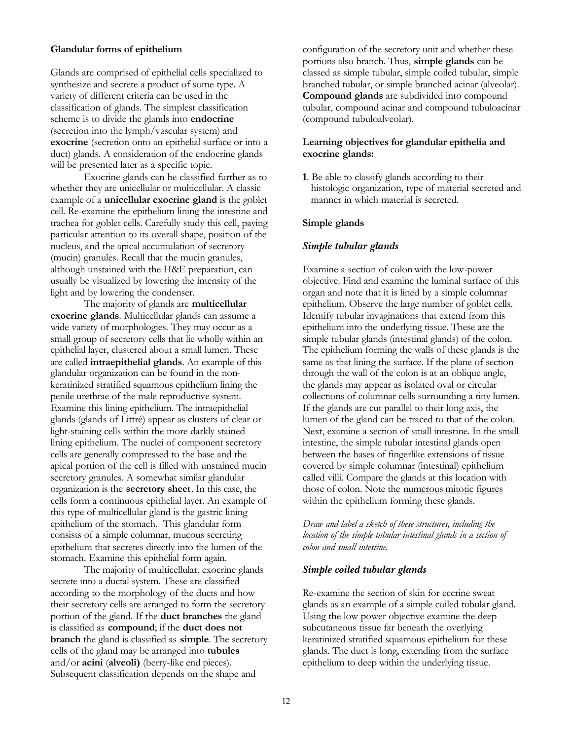**Glandular forms of epithelium**

Glands are comprised of epithelial cells specialized to synthesize and secrete a product of some type. A variety of different criteria can be used in the classification of glands. The simplest classification scheme is to divide the glands into **endocrine** (secretion into the lymph/vascular system) and **exocrine** (secretion onto an epithelial surface or into a duct) glands. A consideration of the endocrine glands will be presented later as a specific topic.

Exocrine glands can be classified further as to whether they are unicellular or multicellular. A classic example of a **unicellular exocrine gland** is the goblet cell. Re-examine the epithelium lining the intestine and trachea for goblet cells. Carefully study this cell, paying particular attention to its overall shape, position of the nucleus, and the apical accumulation of secretory (mucin) granules. Recall that the mucin granules, although unstained with the H&E preparation, can usually be visualized by lowering the intensity of the light and by lowering the condenser.

The majority of glands are **multicellular exocrine glands**. Multicellular glands can assume a wide variety of morphologies. They may occur as a small group of secretory cells that lie wholly within an epithelial layer, clustered about a small lumen. These are called **intraepithelial glands**. An example of this glandular organization can be found in the non-keratinized stratified squamous epithelium lining the penile urethrae of the male reproductive system. Examine this lining epithelium. The intraepithelial glands (glands of Littré) appear as clusters of clear or light-staining cells within the more darkly stained lining epithelium. The nuclei of component secretory cells are generally compressed to the base and the apical portion of the cell is filled with unstained mucin secretory granules. A somewhat similar glandular organization is the **secretory sheet**. In this case, the cells form a continuous epithelial layer. An example of this type of multicellular gland is the gastric lining epithelium of the stomach. This glandular form consists of a simple columnar, mucous secreting epithelium that secretes directly into the lumen of the stomach. Examine this epithelial form again.

The majority of multicellular, exocrine glands secrete into a ductal system. These are classified according to the morphology of the ducts and how their secretory cells are arranged to form the secretory portion of the gland. If the **duct branches** the gland is classified as **compound**; if the **duct does not branch** the gland is classified as **simple**. The secretory cells of the gland may be arranged into **tubules** and/or **acini** (**alveoli)** (berry-like end pieces). Subsequent classification depends on the shape and configuration of the secretory unit and whether these portions also branch. Thus, **simple glands** can be classed as simple tubular, simple coiled tubular, simple branched tubular, or simple branched acinar (alveolar). **Compound glands** are subdivided into compound tubular, compound acinar and compound tubuloacinar (compound tubuloalveolar).

**Learning objectives for glandular epithelia and exocrine glands:**

**1**. Be able to classify glands according to their histologic organization, type of material secreted and manner in which material is secreted.

**Simple glands**

***Simple tubular glands***

Examine a section of colon with the low-power objective. Find and examine the luminal surface of this organ and note that it is lined by a simple columnar epithelium. Observe the large number of goblet cells. Identify tubular invaginations that extend from this epithelium into the underlying tissue. These are the simple tubular glands (intestinal glands) of the colon. The epithelium forming the walls of these glands is the same as that lining the surface. If the plane of section through the wall of the colon is at an oblique angle, the glands may appear as isolated oval or circular collections of columnar cells surrounding a tiny lumen. If the glands are cut parallel to their long axis, the lumen of the gland can be traced to that of the colon. Next, examine a section of small intestine. In the small intestine, the simple tubular intestinal glands open between the bases of fingerlike extensions of tissue covered by simple columnar (intestinal) epithelium called villi. Compare the glands at this location with those of colon. Note the numerous mitotic figures within the epithelium forming these glands.

*Draw and label a sketch of these structures, including the location of the simple tubular intestinal glands in a section of colon and small intestine.*

***Simple coiled tubular glands***

Re-examine the section of skin for eccrine sweat glands as an example of a simple coiled tubular gland. Using the low power objective examine the deep subcutaneous tissue far beneath the overlying keratinized stratified squamous epithelium for these glands. The duct is long, extending from the surface epithelium to deep within the underlying tissue.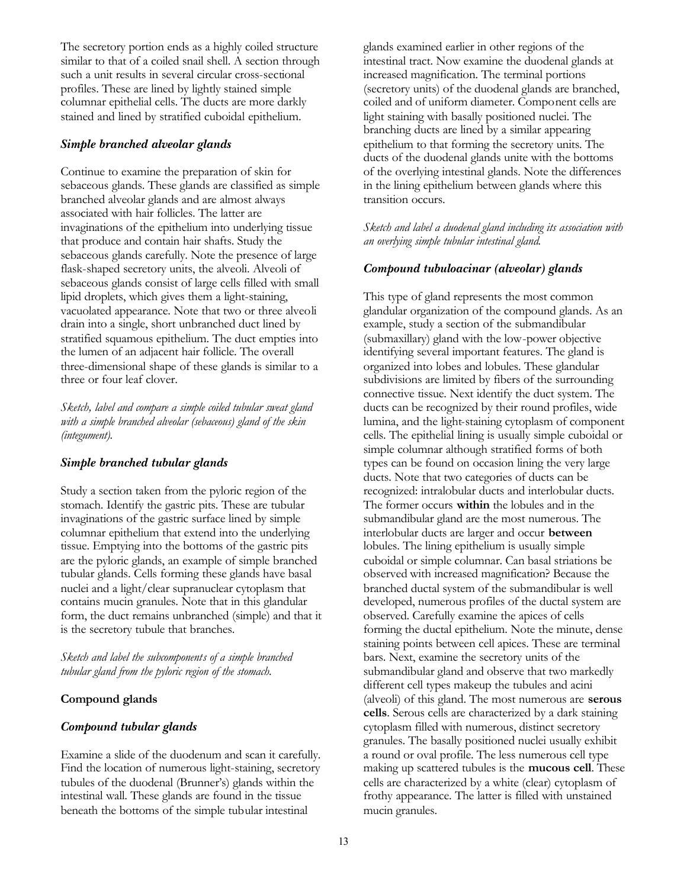The secretory portion ends as a highly coiled structure similar to that of a coiled snail shell. A section through such a unit results in several circular cross-sectional profiles. These are lined by lightly stained simple columnar epithelial cells. The ducts are more darkly stained and lined by stratified cuboidal epithelium.

### *Simple branched alveolar glands*

Continue to examine the preparation of skin for sebaceous glands. These glands are classified as simple branched alveolar glands and are almost always associated with hair follicles. The latter are invaginations of the epithelium into underlying tissue that produce and contain hair shafts. Study the sebaceous glands carefully. Note the presence of large flask-shaped secretory units, the alveoli. Alveoli of sebaceous glands consist of large cells filled with small lipid droplets, which gives them a light-staining, vacuolated appearance. Note that two or three alveoli drain into a single, short unbranched duct lined by stratified squamous epithelium. The duct empties into the lumen of an adjacent hair follicle. The overall three-dimensional shape of these glands is similar to a three or four leaf clover.

*Sketch, label and compare a simple coiled tubular sweat gland with a simple branched alveolar (sebaceous) gland of the skin (integument).*

### *Simple branched tubular glands*

Study a section taken from the pyloric region of the stomach. Identify the gastric pits. These are tubular invaginations of the gastric surface lined by simple columnar epithelium that extend into the underlying tissue. Emptying into the bottoms of the gastric pits are the pyloric glands, an example of simple branched tubular glands. Cells forming these glands have basal nuclei and a light/clear supranuclear cytoplasm that contains mucin granules. Note that in this glandular form, the duct remains unbranched (simple) and that it is the secretory tubule that branches.

*Sketch and label the subcomponents of a simple branched tubular gland from the pyloric region of the stomach.*

## Compound glands

### *Compound tubular glands*

Examine a slide of the duodenum and scan it carefully. Find the location of numerous light-staining, secretory tubules of the duodenal (Brunner's) glands within the intestinal wall. These glands are found in the tissue beneath the bottoms of the simple tubular intestinal glands examined earlier in other regions of the intestinal tract. Now examine the duodenal glands at increased magnification. The terminal portions (secretory units) of the duodenal glands are branched, coiled and of uniform diameter. Component cells are light staining with basally positioned nuclei. The branching ducts are lined by a similar appearing epithelium to that forming the secretory units. The ducts of the duodenal glands unite with the bottoms of the overlying intestinal glands. Note the differences in the lining epithelium between glands where this transition occurs.

*Sketch and label a duodenal gland including its association with an overlying simple tubular intestinal gland.*

### *Compound tubuloacinar (alveolar) glands*

This type of gland represents the most common glandular organization of the compound glands. As an example, study a section of the submandibular (submaxillary) gland with the low-power objective identifying several important features. The gland is organized into lobes and lobules. These glandular subdivisions are limited by fibers of the surrounding connective tissue. Next identify the duct system. The ducts can be recognized by their round profiles, wide lumina, and the light-staining cytoplasm of component cells. The epithelial lining is usually simple cuboidal or simple columnar although stratified forms of both types can be found on occasion lining the very large ducts. Note that two categories of ducts can be recognized: intralobular ducts and interlobular ducts. The former occurs **within** the lobules and in the submandibular gland are the most numerous. The interlobular ducts are larger and occur **between** lobules. The lining epithelium is usually simple cuboidal or simple columnar. Can basal striations be observed with increased magnification? Because the branched ductal system of the submandibular is well developed, numerous profiles of the ductal system are observed. Carefully examine the apices of cells forming the ductal epithelium. Note the minute, dense staining points between cell apices. These are terminal bars. Next, examine the secretory units of the submandibular gland and observe that two markedly different cell types makeup the tubules and acini (alveoli) of this gland. The most numerous are **serous cells**. Serous cells are characterized by a dark staining cytoplasm filled with numerous, distinct secretory granules. The basally positioned nuclei usually exhibit a round or oval profile. The less numerous cell type making up scattered tubules is the **mucous cell**. These cells are characterized by a white (clear) cytoplasm of frothy appearance. The latter is filled with unstained mucin granules.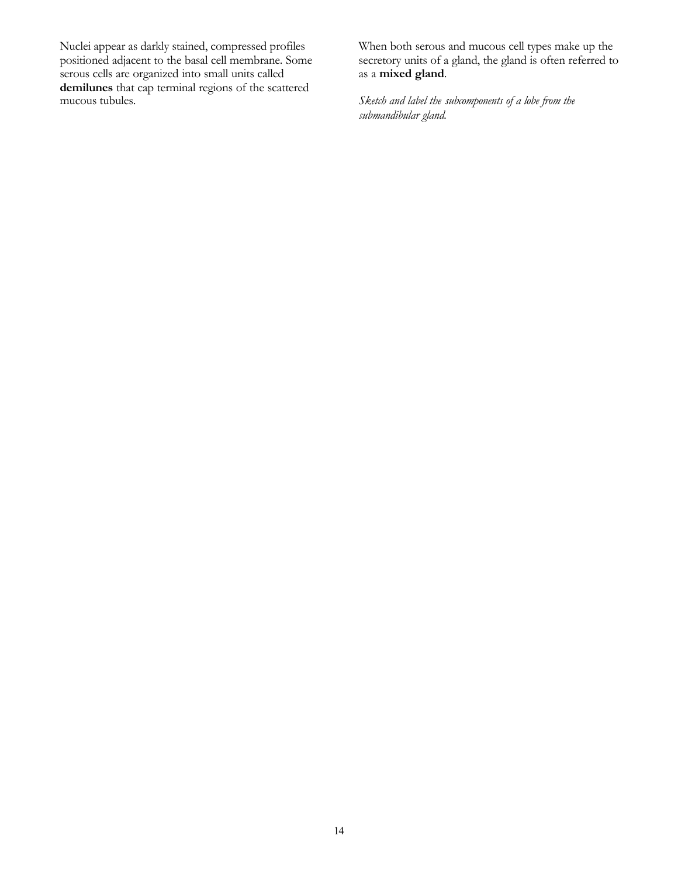Nuclei appear as darkly stained, compressed profiles positioned adjacent to the basal cell membrane. Some serous cells are organized into small units called **demilunes** that cap terminal regions of the scattered mucous tubules.

When both serous and mucous cell types make up the secretory units of a gland, the gland is often referred to as a **mixed gland**.

*Sketch and label the subcomponents of a lobe from the submandibular gland.*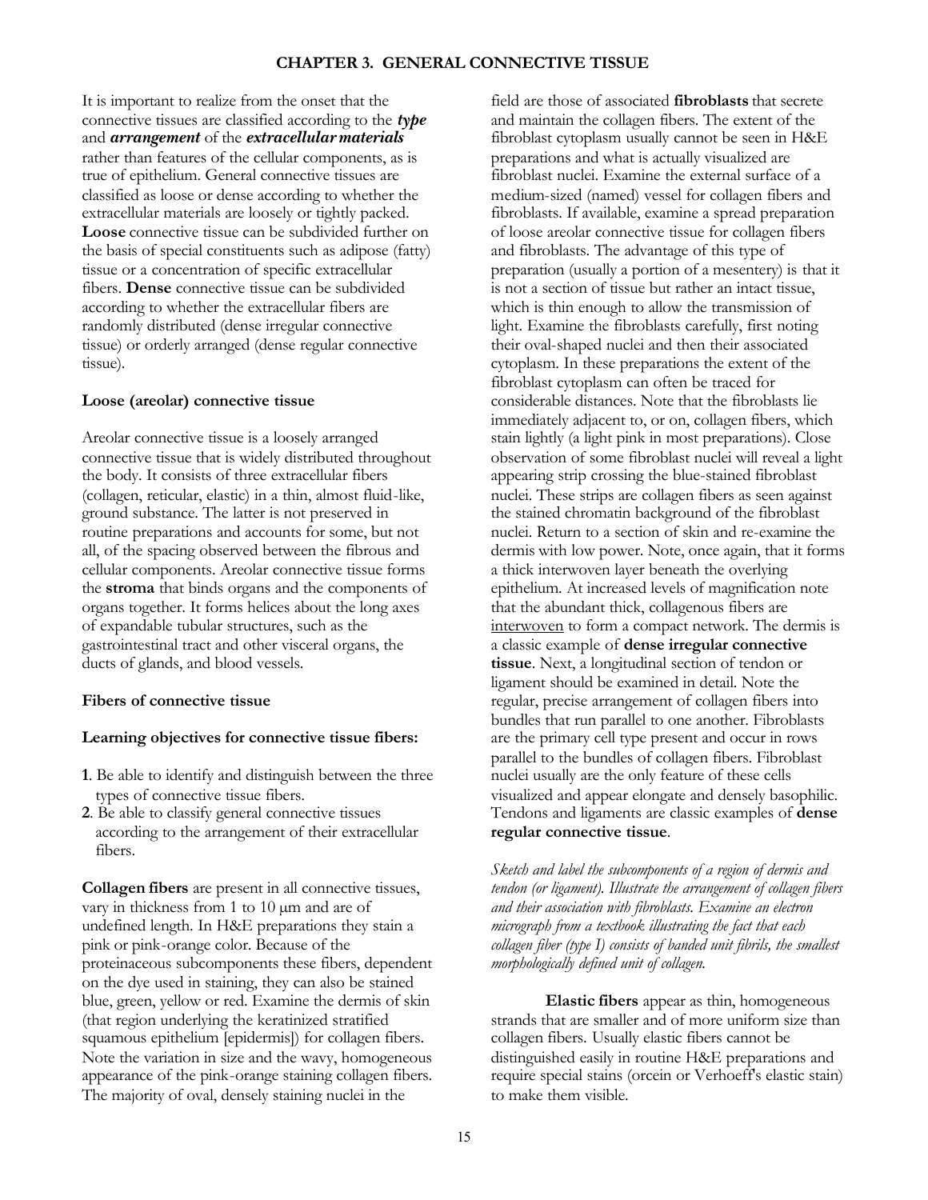# CHAPTER 3. GENERAL CONNECTIVE TISSUE

It is important to realize from the onset that the connective tissues are classified according to the ***type*** and ***arrangement*** of the ***extracellular materials*** rather than features of the cellular components, as is true of epithelium. General connective tissues are classified as loose or dense according to whether the extracellular materials are loosely or tightly packed. **Loose** connective tissue can be subdivided further on the basis of special constituents such as adipose (fatty) tissue or a concentration of specific extracellular fibers. **Dense** connective tissue can be subdivided according to whether the extracellular fibers are randomly distributed (dense irregular connective tissue) or orderly arranged (dense regular connective tissue).

### Loose (areolar) connective tissue

Areolar connective tissue is a loosely arranged connective tissue that is widely distributed throughout the body. It consists of three extracellular fibers (collagen, reticular, elastic) in a thin, almost fluid-like, ground substance. The latter is not preserved in routine preparations and accounts for some, but not all, of the spacing observed between the fibrous and cellular components. Areolar connective tissue forms the **stroma** that binds organs and the components of organs together. It forms helices about the long axes of expandable tubular structures, such as the gastrointestinal tract and other visceral organs, the ducts of glands, and blood vessels.

### Fibers of connective tissue

**Learning objectives for connective tissue fibers:**

**1**. Be able to identify and distinguish between the three types of connective tissue fibers.
**2**. Be able to classify general connective tissues according to the arrangement of their extracellular fibers.

**Collagen fibers** are present in all connective tissues, vary in thickness from 1 to 10 μm and are of undefined length. In H&E preparations they stain a pink or pink-orange color. Because of the proteinaceous subcomponents these fibers, dependent on the dye used in staining, they can also be stained blue, green, yellow or red. Examine the dermis of skin (that region underlying the keratinized stratified squamous epithelium [epidermis]) for collagen fibers. Note the variation in size and the wavy, homogeneous appearance of the pink-orange staining collagen fibers. The majority of oval, densely staining nuclei in the field are those of associated **fibroblasts** that secrete and maintain the collagen fibers. The extent of the fibroblast cytoplasm usually cannot be seen in H&E preparations and what is actually visualized are fibroblast nuclei. Examine the external surface of a medium-sized (named) vessel for collagen fibers and fibroblasts. If available, examine a spread preparation of loose areolar connective tissue for collagen fibers and fibroblasts. The advantage of this type of preparation (usually a portion of a mesentery) is that it is not a section of tissue but rather an intact tissue, which is thin enough to allow the transmission of light. Examine the fibroblasts carefully, first noting their oval-shaped nuclei and then their associated cytoplasm. In these preparations the extent of the fibroblast cytoplasm can often be traced for considerable distances. Note that the fibroblasts lie immediately adjacent to, or on, collagen fibers, which stain lightly (a light pink in most preparations). Close observation of some fibroblast nuclei will reveal a light appearing strip crossing the blue-stained fibroblast nuclei. These strips are collagen fibers as seen against the stained chromatin background of the fibroblast nuclei. Return to a section of skin and re-examine the dermis with low power. Note, once again, that it forms a thick interwoven layer beneath the overlying epithelium. At increased levels of magnification note that the abundant thick, collagenous fibers are <u>interwoven</u> to form a compact network. The dermis is a classic example of **dense irregular connective tissue**. Next, a longitudinal section of tendon or ligament should be examined in detail. Note the regular, precise arrangement of collagen fibers into bundles that run parallel to one another. Fibroblasts are the primary cell type present and occur in rows parallel to the bundles of collagen fibers. Fibroblast nuclei usually are the only feature of these cells visualized and appear elongate and densely basophilic. Tendons and ligaments are classic examples of **dense regular connective tissue**.

*Sketch and label the subcomponents of a region of dermis and tendon (or ligament). Illustrate the arrangement of collagen fibers and their association with fibroblasts. Examine an electron micrograph from a textbook illustrating the fact that each collagen fiber (type I) consists of banded unit fibrils, the smallest morphologically defined unit of collagen.*

**Elastic fibers** appear as thin, homogeneous strands that are smaller and of more uniform size than collagen fibers. Usually elastic fibers cannot be distinguished easily in routine H&E preparations and require special stains (orcein or Verhoeff's elastic stain) to make them visible.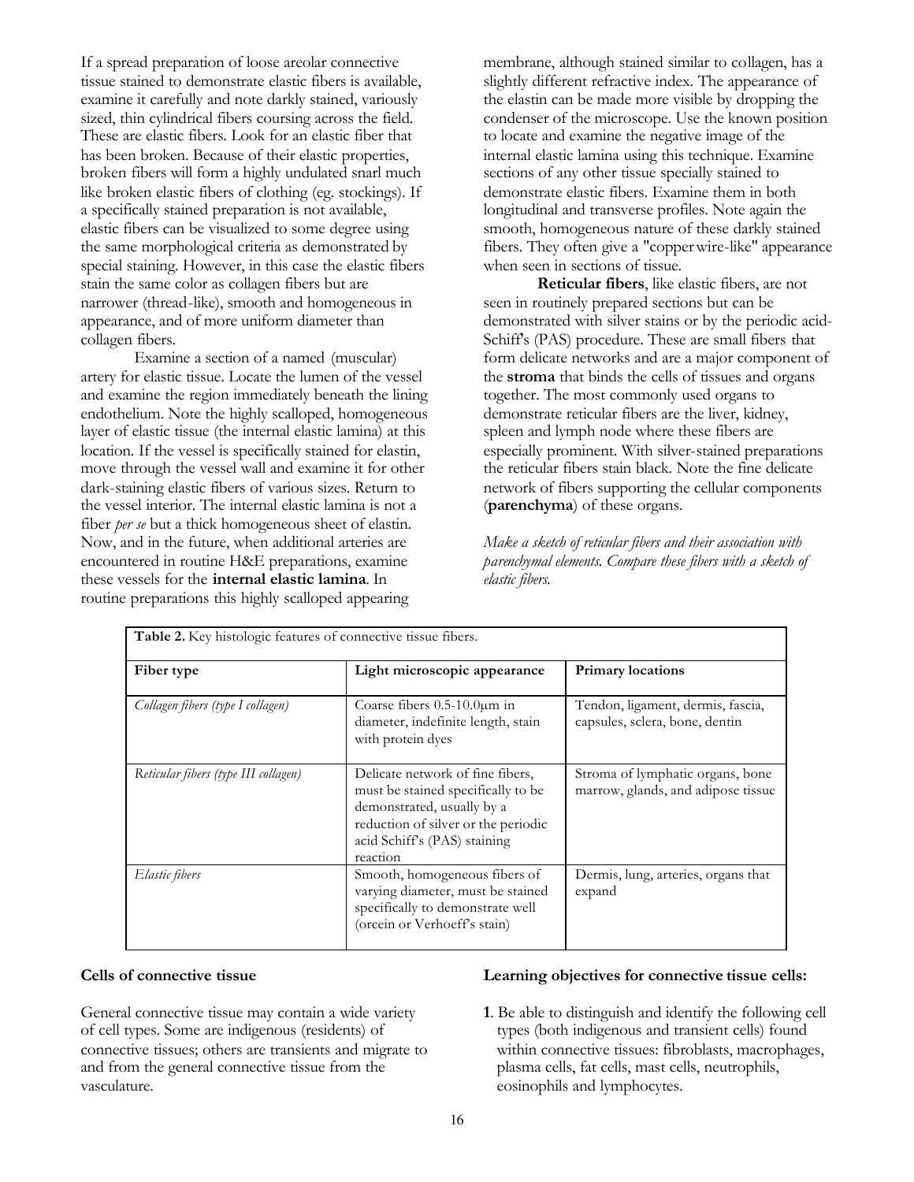If a spread preparation of loose areolar connective tissue stained to demonstrate elastic fibers is available, examine it carefully and note darkly stained, variously sized, thin cylindrical fibers coursing across the field. These are elastic fibers. Look for an elastic fiber that has been broken. Because of their elastic properties, broken fibers will form a highly undulated snarl much like broken elastic fibers of clothing (eg. stockings). If a specifically stained preparation is not available, elastic fibers can be visualized to some degree using the same morphological criteria as demonstrated by special staining. However, in this case the elastic fibers stain the same color as collagen fibers but are narrower (thread-like), smooth and homogeneous in appearance, and of more uniform diameter than collagen fibers.

Examine a section of a named (muscular) artery for elastic tissue. Locate the lumen of the vessel and examine the region immediately beneath the lining endothelium. Note the highly scalloped, homogeneous layer of elastic tissue (the internal elastic lamina) at this location. If the vessel is specifically stained for elastin, move through the vessel wall and examine it for other dark-staining elastic fibers of various sizes. Return to the vessel interior. The internal elastic lamina is not a fiber *per se* but a thick homogeneous sheet of elastin. Now, and in the future, when additional arteries are encountered in routine H&E preparations, examine these vessels for the **internal elastic lamina**. In routine preparations this highly scalloped appearing membrane, although stained similar to collagen, has a slightly different refractive index. The appearance of the elastin can be made more visible by dropping the condenser of the microscope. Use the known position to locate and examine the negative image of the internal elastic lamina using this technique. Examine sections of any other tissue specially stained to demonstrate elastic fibers. Examine them in both longitudinal and transverse profiles. Note again the smooth, homogeneous nature of these darkly stained fibers. They often give a "copper wire-like" appearance when seen in sections of tissue.

**Reticular fibers**, like elastic fibers, are not seen in routinely prepared sections but can be demonstrated with silver stains or by the periodic acid-Schiff's (PAS) procedure. These are small fibers that form delicate networks and are a major component of the **stroma** that binds the cells of tissues and organs together. The most commonly used organs to demonstrate reticular fibers are the liver, kidney, spleen and lymph node where these fibers are especially prominent. With silver-stained preparations the reticular fibers stain black. Note the fine delicate network of fibers supporting the cellular components (**parenchyma**) of these organs.

*Make a sketch of reticular fibers and their association with parenchymal elements. Compare these fibers with a sketch of elastic fibers.*

**Table 2.** Key histologic features of connective tissue fibers.

| Fiber type | Light microscopic appearance | Primary locations |
|---|---|---|
| *Collagen fibers (type I collagen)* | Coarse fibers 0.5-10.0μm in diameter, indefinite length, stain with protein dyes | Tendon, ligament, dermis, fascia, capsules, sclera, bone, dentin |
| *Reticular fibers (type III collagen)* | Delicate network of fine fibers, must be stained specifically to be demonstrated, usually by a reduction of silver or the periodic acid Schiff's (PAS) staining reaction | Stroma of lymphatic organs, bone marrow, glands, and adipose tissue |
| *Elastic fibers* | Smooth, homogeneous fibers of varying diameter, must be stained specifically to demonstrate well (orcein or Verhoeff's stain) | Dermis, lung, arteries, organs that expand |

### Cells of connective tissue

General connective tissue may contain a wide variety of cell types. Some are indigenous (residents) of connective tissues; others are transients and migrate to and from the general connective tissue from the vasculature.

### Learning objectives for connective tissue cells:

**1**. Be able to distinguish and identify the following cell types (both indigenous and transient cells) found within connective tissues: fibroblasts, macrophages, plasma cells, fat cells, mast cells, neutrophils, eosinophils and lymphocytes.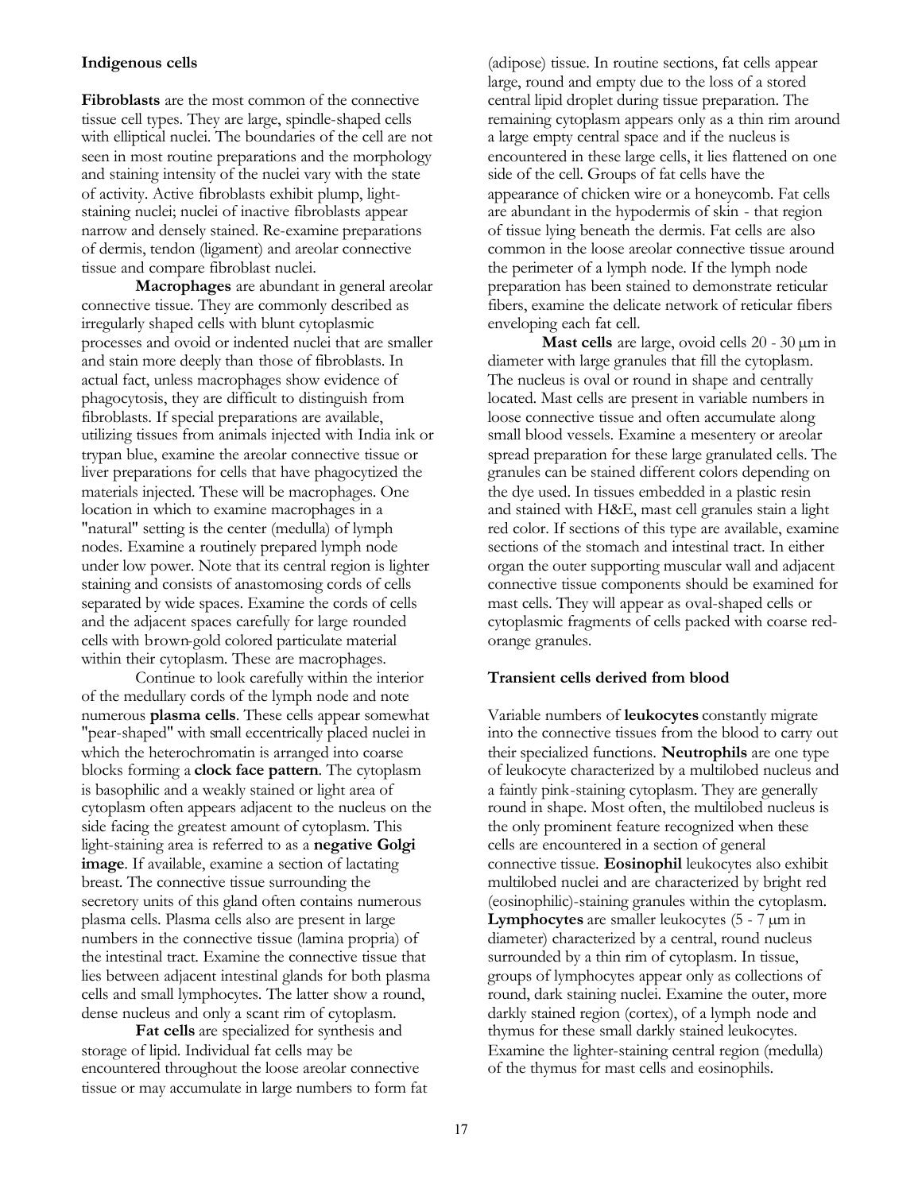### Indigenous cells

**Fibroblasts** are the most common of the connective tissue cell types. They are large, spindle-shaped cells with elliptical nuclei. The boundaries of the cell are not seen in most routine preparations and the morphology and staining intensity of the nuclei vary with the state of activity. Active fibroblasts exhibit plump, light-staining nuclei; nuclei of inactive fibroblasts appear narrow and densely stained. Re-examine preparations of dermis, tendon (ligament) and areolar connective tissue and compare fibroblast nuclei.

**Macrophages** are abundant in general areolar connective tissue. They are commonly described as irregularly shaped cells with blunt cytoplasmic processes and ovoid or indented nuclei that are smaller and stain more deeply than those of fibroblasts. In actual fact, unless macrophages show evidence of phagocytosis, they are difficult to distinguish from fibroblasts. If special preparations are available, utilizing tissues from animals injected with India ink or trypan blue, examine the areolar connective tissue or liver preparations for cells that have phagocytized the materials injected. These will be macrophages. One location in which to examine macrophages in a "natural" setting is the center (medulla) of lymph nodes. Examine a routinely prepared lymph node under low power. Note that its central region is lighter staining and consists of anastomosing cords of cells separated by wide spaces. Examine the cords of cells and the adjacent spaces carefully for large rounded cells with brown-gold colored particulate material within their cytoplasm. These are macrophages.

Continue to look carefully within the interior of the medullary cords of the lymph node and note numerous **plasma cells**. These cells appear somewhat "pear-shaped" with small eccentrically placed nuclei in which the heterochromatin is arranged into coarse blocks forming a **clock face pattern**. The cytoplasm is basophilic and a weakly stained or light area of cytoplasm often appears adjacent to the nucleus on the side facing the greatest amount of cytoplasm. This light-staining area is referred to as a **negative Golgi image**. If available, examine a section of lactating breast. The connective tissue surrounding the secretory units of this gland often contains numerous plasma cells. Plasma cells also are present in large numbers in the connective tissue (lamina propria) of the intestinal tract. Examine the connective tissue that lies between adjacent intestinal glands for both plasma cells and small lymphocytes. The latter show a round, dense nucleus and only a scant rim of cytoplasm.

**Fat cells** are specialized for synthesis and storage of lipid. Individual fat cells may be encountered throughout the loose areolar connective tissue or may accumulate in large numbers to form fat (adipose) tissue. In routine sections, fat cells appear large, round and empty due to the loss of a stored central lipid droplet during tissue preparation. The remaining cytoplasm appears only as a thin rim around a large empty central space and if the nucleus is encountered in these large cells, it lies flattened on one side of the cell. Groups of fat cells have the appearance of chicken wire or a honeycomb. Fat cells are abundant in the hypodermis of skin - that region of tissue lying beneath the dermis. Fat cells are also common in the loose areolar connective tissue around the perimeter of a lymph node. If the lymph node preparation has been stained to demonstrate reticular fibers, examine the delicate network of reticular fibers enveloping each fat cell.

**Mast cells** are large, ovoid cells 20 - 30 μm in diameter with large granules that fill the cytoplasm. The nucleus is oval or round in shape and centrally located. Mast cells are present in variable numbers in loose connective tissue and often accumulate along small blood vessels. Examine a mesentery or areolar spread preparation for these large granulated cells. The granules can be stained different colors depending on the dye used. In tissues embedded in a plastic resin and stained with H&E, mast cell granules stain a light red color. If sections of this type are available, examine sections of the stomach and intestinal tract. In either organ the outer supporting muscular wall and adjacent connective tissue components should be examined for mast cells. They will appear as oval-shaped cells or cytoplasmic fragments of cells packed with coarse red-orange granules.

### Transient cells derived from blood

Variable numbers of **leukocytes** constantly migrate into the connective tissues from the blood to carry out their specialized functions. **Neutrophils** are one type of leukocyte characterized by a multilobed nucleus and a faintly pink-staining cytoplasm. They are generally round in shape. Most often, the multilobed nucleus is the only prominent feature recognized when these cells are encountered in a section of general connective tissue. **Eosinophil** leukocytes also exhibit multilobed nuclei and are characterized by bright red (eosinophilic)-staining granules within the cytoplasm. **Lymphocytes** are smaller leukocytes (5 - 7 μm in diameter) characterized by a central, round nucleus surrounded by a thin rim of cytoplasm. In tissue, groups of lymphocytes appear only as collections of round, dark staining nuclei. Examine the outer, more darkly stained region (cortex), of a lymph node and thymus for these small darkly stained leukocytes. Examine the lighter-staining central region (medulla) of the thymus for mast cells and eosinophils.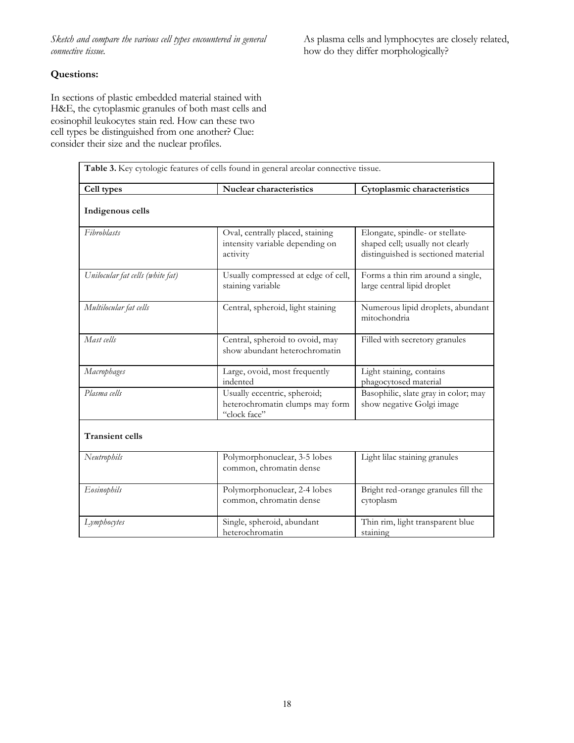*Sketch and compare the various cell types encountered in general connective tissue.*

**Questions:**

In sections of plastic embedded material stained with H&E, the cytoplasmic granules of both mast cells and eosinophil leukocytes stain red. How can these two cell types be distinguished from one another? Clue: consider their size and the nuclear profiles.

As plasma cells and lymphocytes are closely related, how do they differ morphologically?

**Table 3.** Key cytologic features of cells found in general areolar connective tissue.

| Cell types | Nuclear characteristics | Cytoplasmic characteristics |
|---|---|---|
| **Indigenous cells** | | |
| *Fibroblasts* | Oval, centrally placed, staining intensity variable depending on activity | Elongate, spindle- or stellate-shaped cell; usually not clearly distinguished is sectioned material |
| *Unilocular fat cells (white fat)* | Usually compressed at edge of cell, staining variable | Forms a thin rim around a single, large central lipid droplet |
| *Multilocular fat cells* | Central, spheroid, light staining | Numerous lipid droplets, abundant mitochondria |
| *Mast cells* | Central, spheroid to ovoid, may show abundant heterochromatin | Filled with secretory granules |
| *Macrophages* | Large, ovoid, most frequently indented | Light staining, contains phagocytosed material |
| *Plasma cells* | Usually eccentric, spheroid; heterochromatin clumps may form "clock face" | Basophilic, slate gray in color; may show negative Golgi image |
| **Transient cells** | | |
| *Neutrophils* | Polymorphonuclear, 3-5 lobes common, chromatin dense | Light lilac staining granules |
| *Eosinophils* | Polymorphonuclear, 2-4 lobes common, chromatin dense | Bright red-orange granules fill the cytoplasm |
| *Lymphocytes* | Single, spheroid, abundant heterochromatin | Thin rim, light transparent blue staining |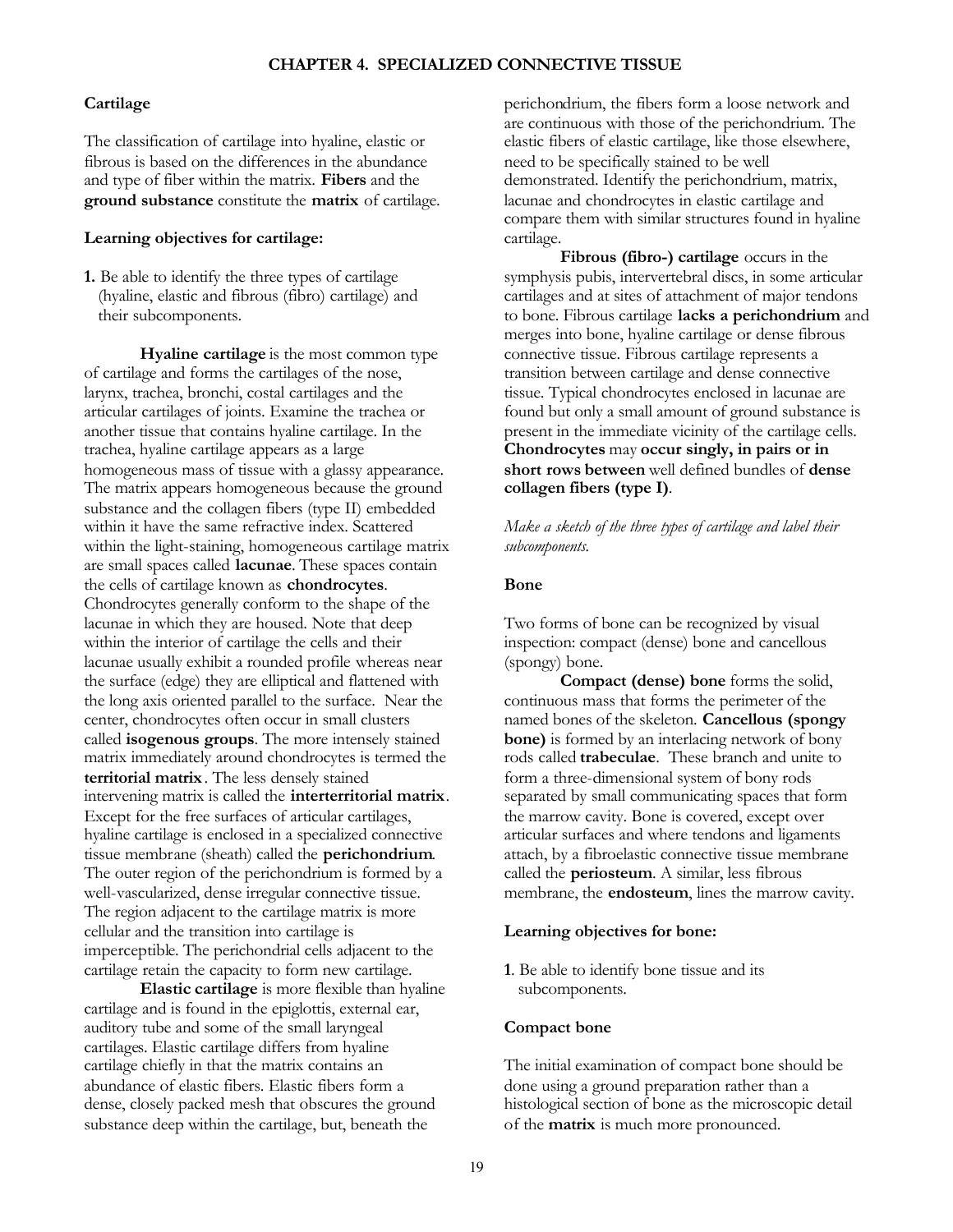## CHAPTER 4. SPECIALIZED CONNECTIVE TISSUE

### Cartilage

The classification of cartilage into hyaline, elastic or fibrous is based on the differences in the abundance and type of fiber within the matrix. **Fibers** and the **ground substance** constitute the **matrix** of cartilage.

#### Learning objectives for cartilage:

**1.** Be able to identify the three types of cartilage (hyaline, elastic and fibrous (fibro) cartilage) and their subcomponents.

**Hyaline cartilage** is the most common type of cartilage and forms the cartilages of the nose, larynx, trachea, bronchi, costal cartilages and the articular cartilages of joints. Examine the trachea or another tissue that contains hyaline cartilage. In the trachea, hyaline cartilage appears as a large homogeneous mass of tissue with a glassy appearance. The matrix appears homogeneous because the ground substance and the collagen fibers (type II) embedded within it have the same refractive index. Scattered within the light-staining, homogeneous cartilage matrix are small spaces called **lacunae**. These spaces contain the cells of cartilage known as **chondrocytes**. Chondrocytes generally conform to the shape of the lacunae in which they are housed. Note that deep within the interior of cartilage the cells and their lacunae usually exhibit a rounded profile whereas near the surface (edge) they are elliptical and flattened with the long axis oriented parallel to the surface. Near the center, chondrocytes often occur in small clusters called **isogenous groups**. The more intensely stained matrix immediately around chondrocytes is termed the **territorial matrix**. The less densely stained intervening matrix is called the **interterritorial matrix**. Except for the free surfaces of articular cartilages, hyaline cartilage is enclosed in a specialized connective tissue membrane (sheath) called the **perichondrium**. The outer region of the perichondrium is formed by a well-vascularized, dense irregular connective tissue. The region adjacent to the cartilage matrix is more cellular and the transition into cartilage is imperceptible. The perichondrial cells adjacent to the cartilage retain the capacity to form new cartilage.

**Elastic cartilage** is more flexible than hyaline cartilage and is found in the epiglottis, external ear, auditory tube and some of the small laryngeal cartilages. Elastic cartilage differs from hyaline cartilage chiefly in that the matrix contains an abundance of elastic fibers. Elastic fibers form a dense, closely packed mesh that obscures the ground substance deep within the cartilage, but, beneath the perichondrium, the fibers form a loose network and are continuous with those of the perichondrium. The elastic fibers of elastic cartilage, like those elsewhere, need to be specifically stained to be well demonstrated. Identify the perichondrium, matrix, lacunae and chondrocytes in elastic cartilage and compare them with similar structures found in hyaline cartilage.

**Fibrous (fibro-) cartilage** occurs in the symphysis pubis, intervertebral discs, in some articular cartilages and at sites of attachment of major tendons to bone. Fibrous cartilage **lacks a perichondrium** and merges into bone, hyaline cartilage or dense fibrous connective tissue. Fibrous cartilage represents a transition between cartilage and dense connective tissue. Typical chondrocytes enclosed in lacunae are found but only a small amount of ground substance is present in the immediate vicinity of the cartilage cells. **Chondrocytes** may **occur singly, in pairs or in short rows between** well defined bundles of **dense collagen fibers (type I)**.

*Make a sketch of the three types of cartilage and label their subcomponents.*

### Bone

Two forms of bone can be recognized by visual inspection: compact (dense) bone and cancellous (spongy) bone.

**Compact (dense) bone** forms the solid, continuous mass that forms the perimeter of the named bones of the skeleton. **Cancellous (spongy bone)** is formed by an interlacing network of bony rods called **trabeculae**. These branch and unite to form a three-dimensional system of bony rods separated by small communicating spaces that form the marrow cavity. Bone is covered, except over articular surfaces and where tendons and ligaments attach, by a fibroelastic connective tissue membrane called the **periosteum**. A similar, less fibrous membrane, the **endosteum**, lines the marrow cavity.

#### Learning objectives for bone:

**1**. Be able to identify bone tissue and its subcomponents.

#### Compact bone

The initial examination of compact bone should be done using a ground preparation rather than a histological section of bone as the microscopic detail of the **matrix** is much more pronounced.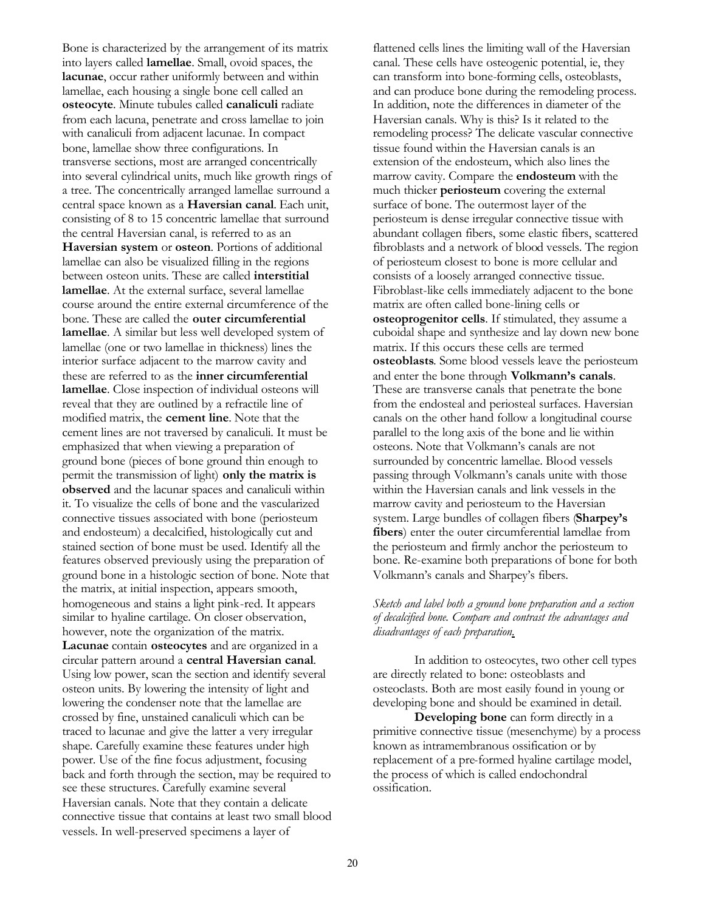Bone is characterized by the arrangement of its matrix into layers called **lamellae**. Small, ovoid spaces, the **lacunae**, occur rather uniformly between and within lamellae, each housing a single bone cell called an **osteocyte**. Minute tubules called **canaliculi** radiate from each lacuna, penetrate and cross lamellae to join with canaliculi from adjacent lacunae. In compact bone, lamellae show three configurations. In transverse sections, most are arranged concentrically into several cylindrical units, much like growth rings of a tree. The concentrically arranged lamellae surround a central space known as a **Haversian canal**. Each unit, consisting of 8 to 15 concentric lamellae that surround the central Haversian canal, is referred to as an **Haversian system** or **osteon**. Portions of additional lamellae can also be visualized filling in the regions between osteon units. These are called **interstitial lamellae**. At the external surface, several lamellae course around the entire external circumference of the bone. These are called the **outer circumferential lamellae**. A similar but less well developed system of lamellae (one or two lamellae in thickness) lines the interior surface adjacent to the marrow cavity and these are referred to as the **inner circumferential lamellae**. Close inspection of individual osteons will reveal that they are outlined by a refractile line of modified matrix, the **cement line**. Note that the cement lines are not traversed by canaliculi. It must be emphasized that when viewing a preparation of ground bone (pieces of bone ground thin enough to permit the transmission of light) **only the matrix is observed** and the lacunar spaces and canaliculi within it. To visualize the cells of bone and the vascularized connective tissues associated with bone (periosteum and endosteum) a decalcified, histologically cut and stained section of bone must be used. Identify all the features observed previously using the preparation of ground bone in a histologic section of bone. Note that the matrix, at initial inspection, appears smooth, homogeneous and stains a light pink-red. It appears similar to hyaline cartilage. On closer observation, however, note the organization of the matrix. **Lacunae** contain **osteocytes** and are organized in a circular pattern around a **central Haversian canal**. Using low power, scan the section and identify several osteon units. By lowering the intensity of light and lowering the condenser note that the lamellae are crossed by fine, unstained canaliculi which can be traced to lacunae and give the latter a very irregular shape. Carefully examine these features under high power. Use of the fine focus adjustment, focusing back and forth through the section, may be required to see these structures. Carefully examine several Haversian canals. Note that they contain a delicate connective tissue that contains at least two small blood vessels. In well-preserved specimens a layer of flattened cells lines the limiting wall of the Haversian canal. These cells have osteogenic potential, ie, they can transform into bone-forming cells, osteoblasts, and can produce bone during the remodeling process. In addition, note the differences in diameter of the Haversian canals. Why is this? Is it related to the remodeling process? The delicate vascular connective tissue found within the Haversian canals is an extension of the endosteum, which also lines the marrow cavity. Compare the **endosteum** with the much thicker **periosteum** covering the external surface of bone. The outermost layer of the periosteum is dense irregular connective tissue with abundant collagen fibers, some elastic fibers, scattered fibroblasts and a network of blood vessels. The region of periosteum closest to bone is more cellular and consists of a loosely arranged connective tissue. Fibroblast-like cells immediately adjacent to the bone matrix are often called bone-lining cells or **osteoprogenitor cells**. If stimulated, they assume a cuboidal shape and synthesize and lay down new bone matrix. If this occurs these cells are termed **osteoblasts**. Some blood vessels leave the periosteum and enter the bone through **Volkmann's canals**. These are transverse canals that penetrate the bone from the endosteal and periosteal surfaces. Haversian canals on the other hand follow a longitudinal course parallel to the long axis of the bone and lie within osteons. Note that Volkmann's canals are not surrounded by concentric lamellae. Blood vessels passing through Volkmann's canals unite with those within the Haversian canals and link vessels in the marrow cavity and periosteum to the Haversian system. Large bundles of collagen fibers (**Sharpey's fibers**) enter the outer circumferential lamellae from the periosteum and firmly anchor the periosteum to bone. Re-examine both preparations of bone for both Volkmann's canals and Sharpey's fibers.

*Sketch and label both a ground bone preparation and a section of decalcified bone. Compare and contrast the advantages and disadvantages of each preparation.*

In addition to osteocytes, two other cell types are directly related to bone: osteoblasts and osteoclasts. Both are most easily found in young or developing bone and should be examined in detail.

**Developing bone** can form directly in a primitive connective tissue (mesenchyme) by a process known as intramembranous ossification or by replacement of a pre-formed hyaline cartilage model, the process of which is called endochondral ossification.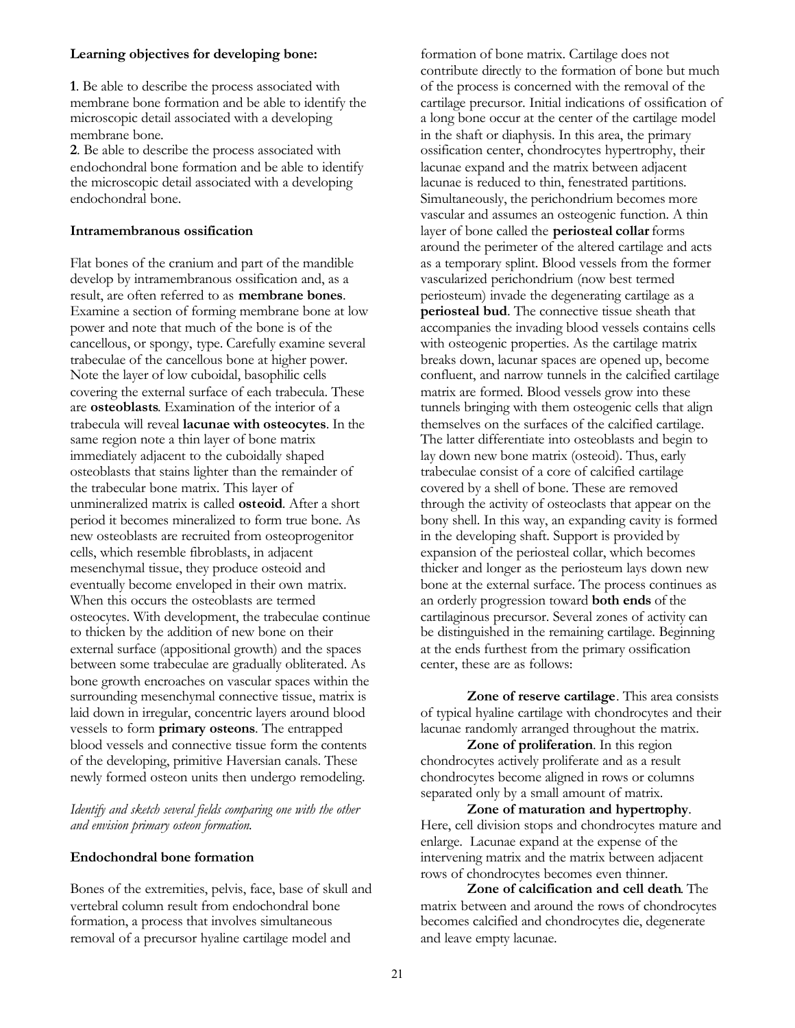**Learning objectives for developing bone:**

**1**. Be able to describe the process associated with membrane bone formation and be able to identify the microscopic detail associated with a developing membrane bone.

**2**. Be able to describe the process associated with endochondral bone formation and be able to identify the microscopic detail associated with a developing endochondral bone.

**Intramembranous ossification**

Flat bones of the cranium and part of the mandible develop by intramembranous ossification and, as a result, are often referred to as **membrane bones**. Examine a section of forming membrane bone at low power and note that much of the bone is of the cancellous, or spongy, type. Carefully examine several trabeculae of the cancellous bone at higher power. Note the layer of low cuboidal, basophilic cells covering the external surface of each trabecula. These are **osteoblasts**. Examination of the interior of a trabecula will reveal **lacunae with osteocytes**. In the same region note a thin layer of bone matrix immediately adjacent to the cuboidally shaped osteoblasts that stains lighter than the remainder of the trabecular bone matrix. This layer of unmineralized matrix is called **osteoid**. After a short period it becomes mineralized to form true bone. As new osteoblasts are recruited from osteoprogenitor cells, which resemble fibroblasts, in adjacent mesenchymal tissue, they produce osteoid and eventually become enveloped in their own matrix. When this occurs the osteoblasts are termed osteocytes. With development, the trabeculae continue to thicken by the addition of new bone on their external surface (appositional growth) and the spaces between some trabeculae are gradually obliterated. As bone growth encroaches on vascular spaces within the surrounding mesenchymal connective tissue, matrix is laid down in irregular, concentric layers around blood vessels to form **primary osteons**. The entrapped blood vessels and connective tissue form the contents of the developing, primitive Haversian canals. These newly formed osteon units then undergo remodeling.

*Identify and sketch several fields comparing one with the other and envision primary osteon formation.*

**Endochondral bone formation**

Bones of the extremities, pelvis, face, base of skull and vertebral column result from endochondral bone formation, a process that involves simultaneous removal of a precursor hyaline cartilage model and formation of bone matrix. Cartilage does not contribute directly to the formation of bone but much of the process is concerned with the removal of the cartilage precursor. Initial indications of ossification of a long bone occur at the center of the cartilage model in the shaft or diaphysis. In this area, the primary ossification center, chondrocytes hypertrophy, their lacunae expand and the matrix between adjacent lacunae is reduced to thin, fenestrated partitions. Simultaneously, the perichondrium becomes more vascular and assumes an osteogenic function. A thin layer of bone called the **periosteal collar** forms around the perimeter of the altered cartilage and acts as a temporary splint. Blood vessels from the former vascularized perichondrium (now best termed periosteum) invade the degenerating cartilage as a **periosteal bud**. The connective tissue sheath that accompanies the invading blood vessels contains cells with osteogenic properties. As the cartilage matrix breaks down, lacunar spaces are opened up, become confluent, and narrow tunnels in the calcified cartilage matrix are formed. Blood vessels grow into these tunnels bringing with them osteogenic cells that align themselves on the surfaces of the calcified cartilage. The latter differentiate into osteoblasts and begin to lay down new bone matrix (osteoid). Thus, early trabeculae consist of a core of calcified cartilage covered by a shell of bone. These are removed through the activity of osteoclasts that appear on the bony shell. In this way, an expanding cavity is formed in the developing shaft. Support is provided by expansion of the periosteal collar, which becomes thicker and longer as the periosteum lays down new bone at the external surface. The process continues as an orderly progression toward **both ends** of the cartilaginous precursor. Several zones of activity can be distinguished in the remaining cartilage. Beginning at the ends furthest from the primary ossification center, these are as follows:

**Zone of reserve cartilage**. This area consists of typical hyaline cartilage with chondrocytes and their lacunae randomly arranged throughout the matrix.

**Zone of proliferation**. In this region chondrocytes actively proliferate and as a result chondrocytes become aligned in rows or columns separated only by a small amount of matrix.

**Zone of maturation and hypertrophy**. Here, cell division stops and chondrocytes mature and enlarge. Lacunae expand at the expense of the intervening matrix and the matrix between adjacent rows of chondrocytes becomes even thinner.

**Zone of calcification and cell death**. The matrix between and around the rows of chondrocytes becomes calcified and chondrocytes die, degenerate and leave empty lacunae.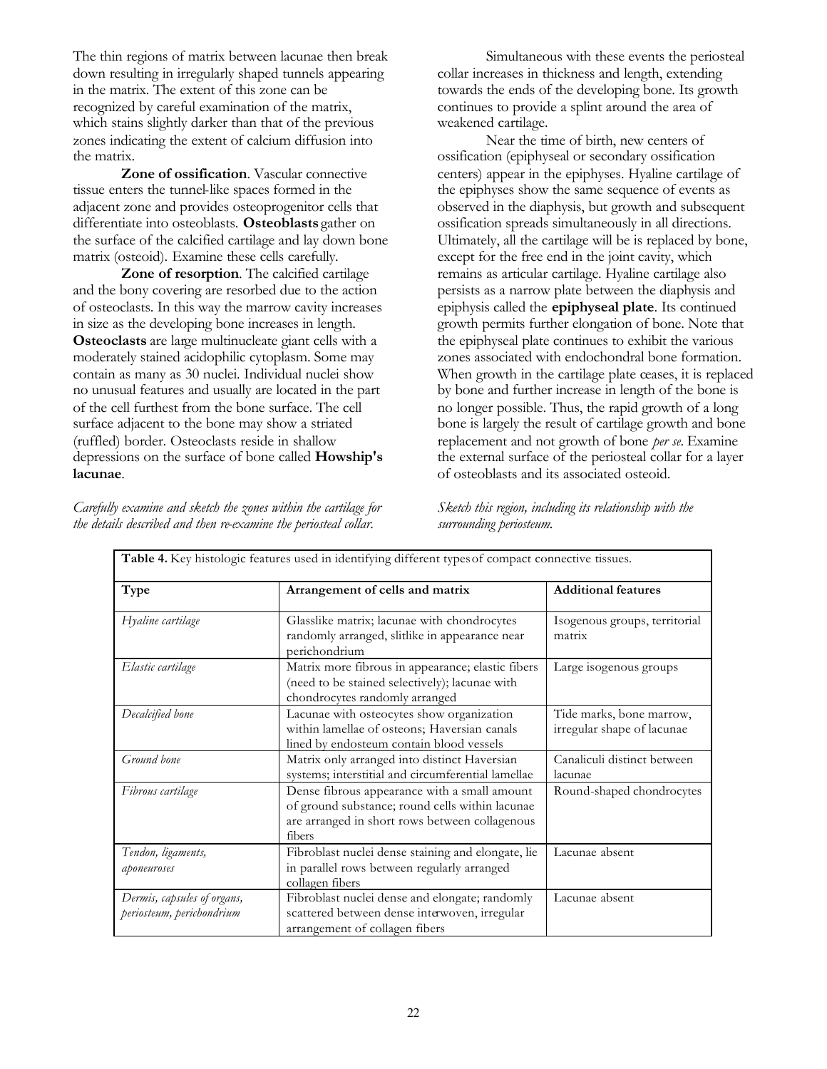The thin regions of matrix between lacunae then break down resulting in irregularly shaped tunnels appearing in the matrix. The extent of this zone can be recognized by careful examination of the matrix, which stains slightly darker than that of the previous zones indicating the extent of calcium diffusion into the matrix.

**Zone of ossification**. Vascular connective tissue enters the tunnel-like spaces formed in the adjacent zone and provides osteoprogenitor cells that differentiate into osteoblasts. **Osteoblasts** gather on the surface of the calcified cartilage and lay down bone matrix (osteoid). Examine these cells carefully.

**Zone of resorption**. The calcified cartilage and the bony covering are resorbed due to the action of osteoclasts. In this way the marrow cavity increases in size as the developing bone increases in length. **Osteoclasts** are large multinucleate giant cells with a moderately stained acidophilic cytoplasm. Some may contain as many as 30 nuclei. Individual nuclei show no unusual features and usually are located in the part of the cell furthest from the bone surface. The cell surface adjacent to the bone may show a striated (ruffled) border. Osteoclasts reside in shallow depressions on the surface of bone called **Howship's lacunae**.

*Carefully examine and sketch the zones within the cartilage for the details described and then re-examine the periosteal collar.*

Simultaneous with these events the periosteal collar increases in thickness and length, extending towards the ends of the developing bone. Its growth continues to provide a splint around the area of weakened cartilage.

Near the time of birth, new centers of ossification (epiphyseal or secondary ossification centers) appear in the epiphyses. Hyaline cartilage of the epiphyses show the same sequence of events as observed in the diaphysis, but growth and subsequent ossification spreads simultaneously in all directions. Ultimately, all the cartilage will be is replaced by bone, except for the free end in the joint cavity, which remains as articular cartilage. Hyaline cartilage also persists as a narrow plate between the diaphysis and epiphysis called the **epiphyseal plate**. Its continued growth permits further elongation of bone. Note that the epiphyseal plate continues to exhibit the various zones associated with endochondral bone formation. When growth in the cartilage plate ceases, it is replaced by bone and further increase in length of the bone is no longer possible. Thus, the rapid growth of a long bone is largely the result of cartilage growth and bone replacement and not growth of bone *per se*. Examine the external surface of the periosteal collar for a layer of osteoblasts and its associated osteoid.

*Sketch this region, including its relationship with the surrounding periosteum.*

**Table 4.** Key histologic features used in identifying different types of compact connective tissues.

| Type | Arrangement of cells and matrix | Additional features |
|---|---|---|
| *Hyaline cartilage* | Glasslike matrix; lacunae with chondrocytes randomly arranged, slitlike in appearance near perichondrium | Isogenous groups, territorial matrix |
| *Elastic cartilage* | Matrix more fibrous in appearance; elastic fibers (need to be stained selectively); lacunae with chondrocytes randomly arranged | Large isogenous groups |
| *Decalcified bone* | Lacunae with osteocytes show organization within lamellae of osteons; Haversian canals lined by endosteum contain blood vessels | Tide marks, bone marrow, irregular shape of lacunae |
| *Ground bone* | Matrix only arranged into distinct Haversian systems; interstitial and circumferential lamellae | Canaliculi distinct between lacunae |
| *Fibrous cartilage* | Dense fibrous appearance with a small amount of ground substance; round cells within lacunae are arranged in short rows between collagenous fibers | Round-shaped chondrocytes |
| *Tendon, ligaments, aponeuroses* | Fibroblast nuclei dense staining and elongate, lie in parallel rows between regularly arranged collagen fibers | Lacunae absent |
| *Dermis, capsules of organs, periosteum, perichondrium* | Fibroblast nuclei dense and elongate; randomly scattered between dense interwoven, irregular arrangement of collagen fibers | Lacunae absent |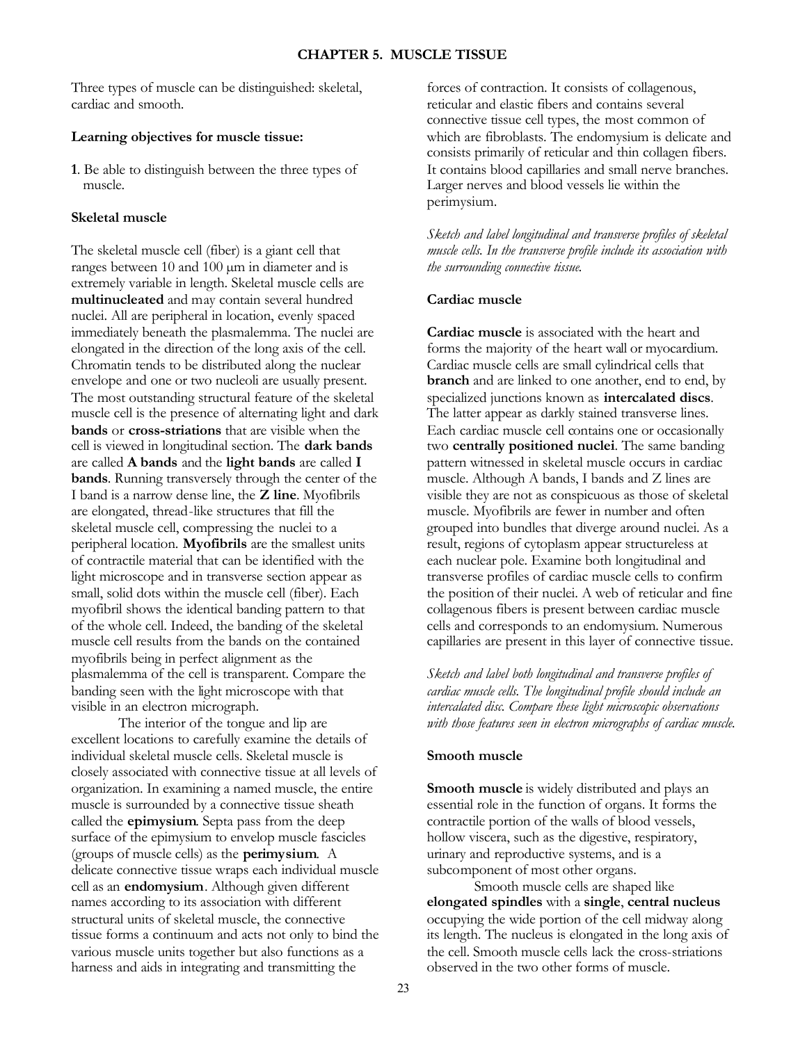## CHAPTER 5. MUSCLE TISSUE

Three types of muscle can be distinguished: skeletal, cardiac and smooth.

**Learning objectives for muscle tissue:**

**1**. Be able to distinguish between the three types of muscle.

### Skeletal muscle

The skeletal muscle cell (fiber) is a giant cell that ranges between 10 and 100 μm in diameter and is extremely variable in length. Skeletal muscle cells are **multinucleated** and may contain several hundred nuclei. All are peripheral in location, evenly spaced immediately beneath the plasmalemma. The nuclei are elongated in the direction of the long axis of the cell. Chromatin tends to be distributed along the nuclear envelope and one or two nucleoli are usually present. The most outstanding structural feature of the skeletal muscle cell is the presence of alternating light and dark **bands** or **cross-striations** that are visible when the cell is viewed in longitudinal section. The **dark bands** are called **A bands** and the **light bands** are called **I bands**. Running transversely through the center of the I band is a narrow dense line, the **Z line**. Myofibrils are elongated, thread-like structures that fill the skeletal muscle cell, compressing the nuclei to a peripheral location. **Myofibrils** are the smallest units of contractile material that can be identified with the light microscope and in transverse section appear as small, solid dots within the muscle cell (fiber). Each myofibril shows the identical banding pattern to that of the whole cell. Indeed, the banding of the skeletal muscle cell results from the bands on the contained myofibrils being in perfect alignment as the plasmalemma of the cell is transparent. Compare the banding seen with the light microscope with that visible in an electron micrograph.

The interior of the tongue and lip are excellent locations to carefully examine the details of individual skeletal muscle cells. Skeletal muscle is closely associated with connective tissue at all levels of organization. In examining a named muscle, the entire muscle is surrounded by a connective tissue sheath called the **epimysium**. Septa pass from the deep surface of the epimysium to envelop muscle fascicles (groups of muscle cells) as the **perimysium**. A delicate connective tissue wraps each individual muscle cell as an **endomysium**. Although given different names according to its association with different structural units of skeletal muscle, the connective tissue forms a continuum and acts not only to bind the various muscle units together but also functions as a harness and aids in integrating and transmitting the forces of contraction. It consists of collagenous, reticular and elastic fibers and contains several connective tissue cell types, the most common of which are fibroblasts. The endomysium is delicate and consists primarily of reticular and thin collagen fibers. It contains blood capillaries and small nerve branches. Larger nerves and blood vessels lie within the perimysium.

*Sketch and label longitudinal and transverse profiles of skeletal muscle cells. In the transverse profile include its association with the surrounding connective tissue.*

### Cardiac muscle

**Cardiac muscle** is associated with the heart and forms the majority of the heart wall or myocardium. Cardiac muscle cells are small cylindrical cells that **branch** and are linked to one another, end to end, by specialized junctions known as **intercalated discs**. The latter appear as darkly stained transverse lines. Each cardiac muscle cell contains one or occasionally two **centrally positioned nuclei**. The same banding pattern witnessed in skeletal muscle occurs in cardiac muscle. Although A bands, I bands and Z lines are visible they are not as conspicuous as those of skeletal muscle. Myofibrils are fewer in number and often grouped into bundles that diverge around nuclei. As a result, regions of cytoplasm appear structureless at each nuclear pole. Examine both longitudinal and transverse profiles of cardiac muscle cells to confirm the position of their nuclei. A web of reticular and fine collagenous fibers is present between cardiac muscle cells and corresponds to an endomysium. Numerous capillaries are present in this layer of connective tissue.

*Sketch and label both longitudinal and transverse profiles of cardiac muscle cells. The longitudinal profile should include an intercalated disc. Compare these light microscopic observations with those features seen in electron micrographs of cardiac muscle.*

### Smooth muscle

**Smooth muscle** is widely distributed and plays an essential role in the function of organs. It forms the contractile portion of the walls of blood vessels, hollow viscera, such as the digestive, respiratory, urinary and reproductive systems, and is a subcomponent of most other organs.

Smooth muscle cells are shaped like **elongated spindles** with a **single**, **central nucleus** occupying the wide portion of the cell midway along its length. The nucleus is elongated in the long axis of the cell. Smooth muscle cells lack the cross-striations observed in the two other forms of muscle.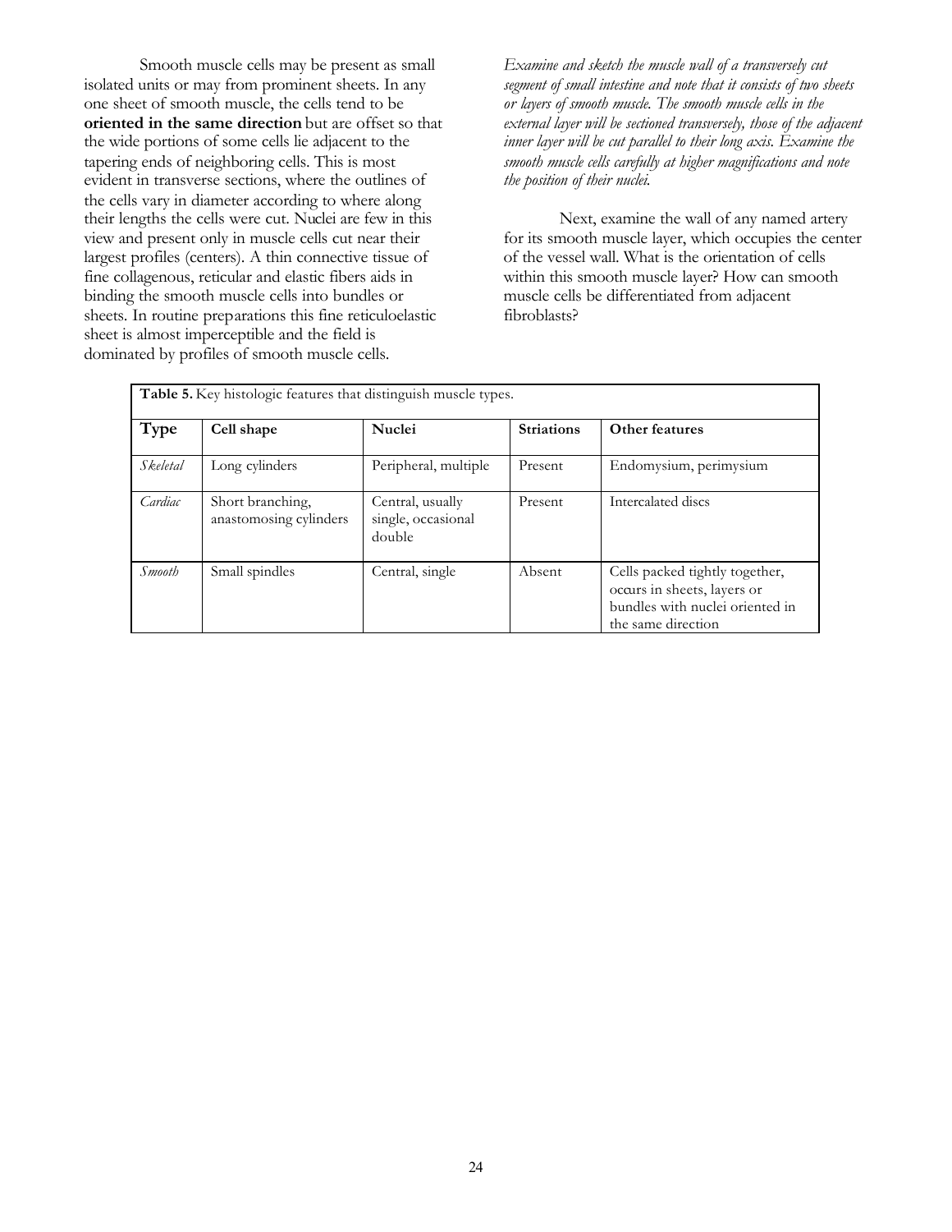Smooth muscle cells may be present as small isolated units or may from prominent sheets. In any one sheet of smooth muscle, the cells tend to be **oriented in the same direction** but are offset so that the wide portions of some cells lie adjacent to the tapering ends of neighboring cells. This is most evident in transverse sections, where the outlines of the cells vary in diameter according to where along their lengths the cells were cut. Nuclei are few in this view and present only in muscle cells cut near their largest profiles (centers). A thin connective tissue of fine collagenous, reticular and elastic fibers aids in binding the smooth muscle cells into bundles or sheets. In routine preparations this fine reticuloelastic sheet is almost imperceptible and the field is dominated by profiles of smooth muscle cells.

*Examine and sketch the muscle wall of a transversely cut segment of small intestine and note that it consists of two sheets or layers of smooth muscle. The smooth muscle cells in the external layer will be sectioned transversely, those of the adjacent inner layer will be cut parallel to their long axis. Examine the smooth muscle cells carefully at higher magnifications and note the position of their nuclei.*

Next, examine the wall of any named artery for its smooth muscle layer, which occupies the center of the vessel wall. What is the orientation of cells within this smooth muscle layer? How can smooth muscle cells be differentiated from adjacent fibroblasts?

**Table 5.** Key histologic features that distinguish muscle types.

| Type | Cell shape | Nuclei | Striations | Other features |
|---|---|---|---|---|
| *Skeletal* | Long cylinders | Peripheral, multiple | Present | Endomysium, perimysium |
| *Cardiac* | Short branching, anastomosing cylinders | Central, usually single, occasional double | Present | Intercalated discs |
| *Smooth* | Small spindles | Central, single | Absent | Cells packed tightly together, occurs in sheets, layers or bundles with nuclei oriented in the same direction |